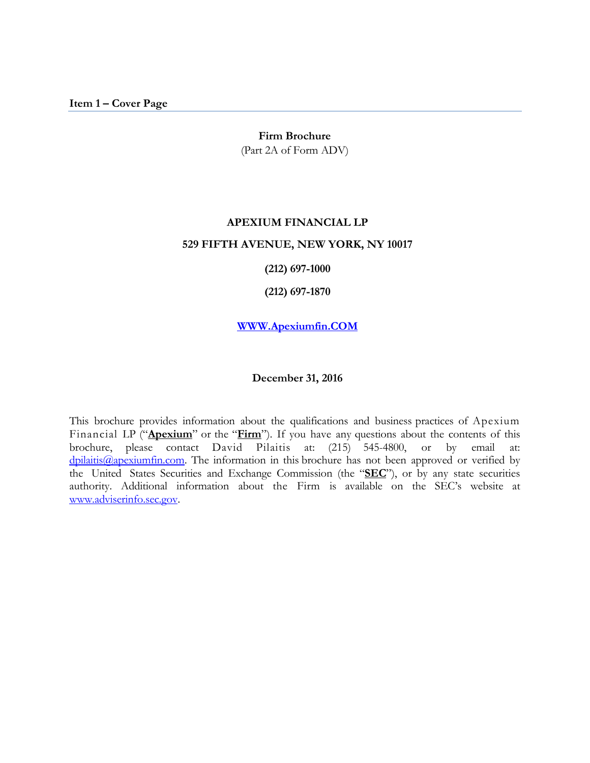## Item 1 – Cover Page

**Firm Brochure**
(Part 2A of Form ADV)

**APEXIUM FINANCIAL LP**

**529 FIFTH AVENUE, NEW YORK, NY 10017**

**(212) 697-1000**

**(212) 697-1870**

**WWW.Apexiumfin.COM**

**December 31, 2016**

This brochure provides information about the qualifications and business practices of Apexium Financial LP ("**Apexium**" or the "**Firm**"). If you have any questions about the contents of this brochure, please contact David Pilaitis at: (215) 545-4800, or by email at: dpilaitis@apexiumfin.com. The information in this brochure has not been approved or verified by the United States Securities and Exchange Commission (the "**SEC**"), or by any state securities authority. Additional information about the Firm is available on the SEC's website at www.adviserinfo.sec.gov.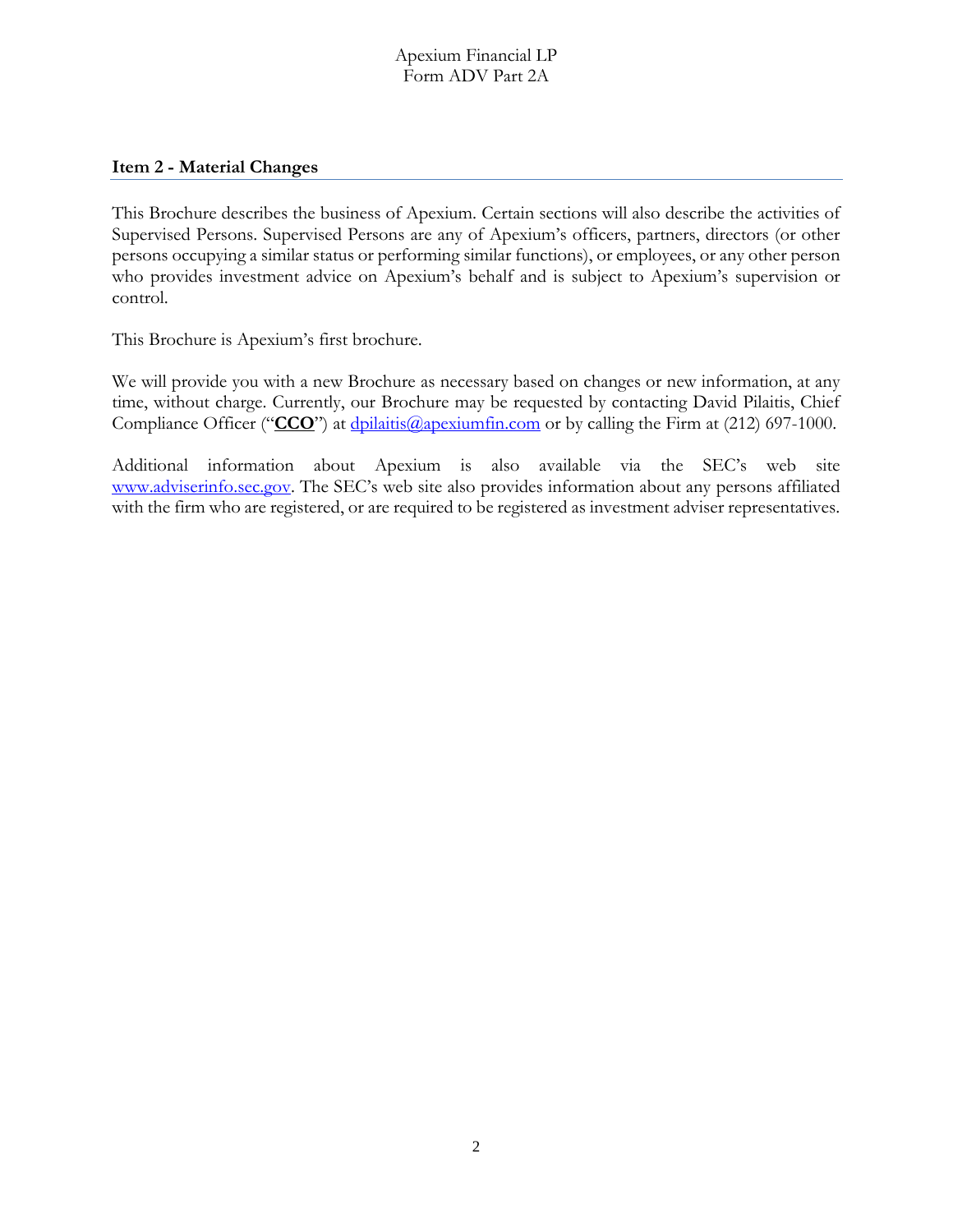## Item 2 - Material Changes

This Brochure describes the business of Apexium. Certain sections will also describe the activities of Supervised Persons. Supervised Persons are any of Apexium's officers, partners, directors (or other persons occupying a similar status or performing similar functions), or employees, or any other person who provides investment advice on Apexium's behalf and is subject to Apexium's supervision or control.

This Brochure is Apexium's first brochure.

We will provide you with a new Brochure as necessary based on changes or new information, at any time, without charge. Currently, our Brochure may be requested by contacting David Pilaitis, Chief Compliance Officer ("**CCO**") at dpilaitis@apexiumfin.com or by calling the Firm at (212) 697-1000.

Additional information about Apexium is also available via the SEC's web site www.adviserinfo.sec.gov. The SEC's web site also provides information about any persons affiliated with the firm who are registered, or are required to be registered as investment adviser representatives.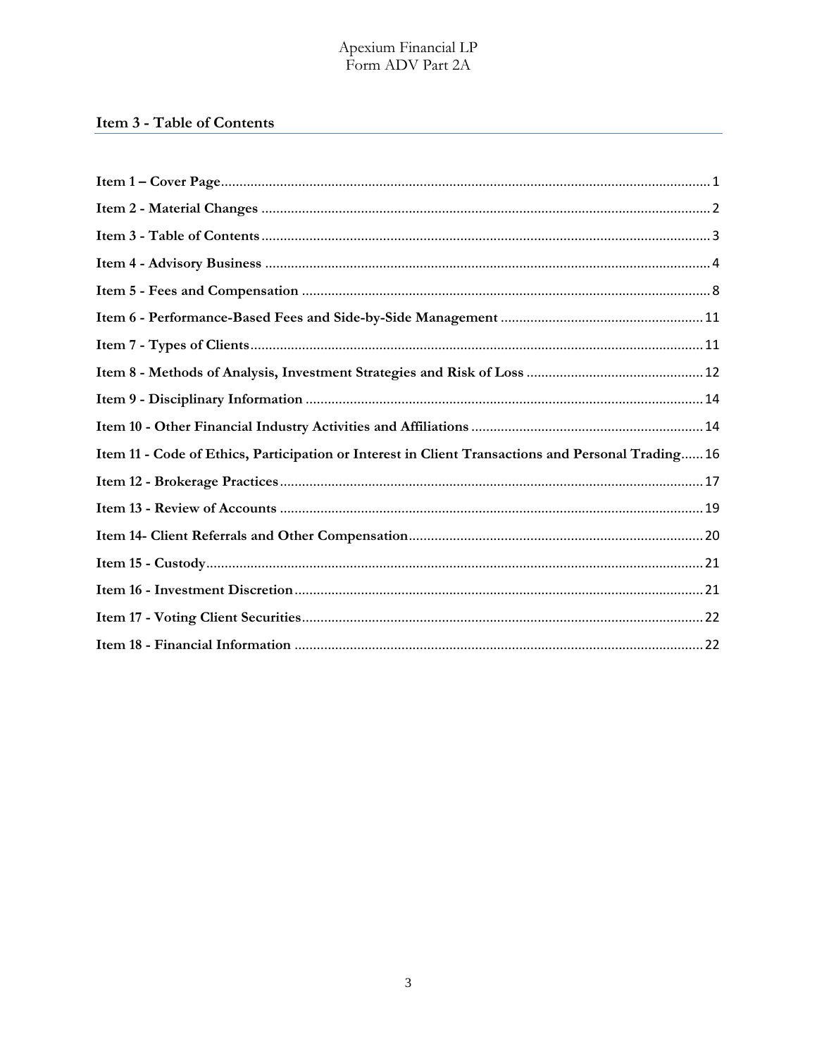## Item 3 - Table of Contents

**Item 1 – Cover Page**...........................................................................................................................1

**Item 2 - Material Changes**.....................................................................................................................2

**Item 3 - Table of Contents**.....................................................................................................................3

**Item 4 - Advisory Business**....................................................................................................................4

**Item 5 - Fees and Compensation**..........................................................................................................8

**Item 6 - Performance-Based Fees and Side-by-Side Management**..........................................................11

**Item 7 - Types of Clients**.....................................................................................................................11

**Item 8 - Methods of Analysis, Investment Strategies and Risk of Loss**..................................................12

**Item 9 - Disciplinary Information**........................................................................................................14

**Item 10 - Other Financial Industry Activities and Affiliations**.................................................................14

**Item 11 - Code of Ethics, Participation or Interest in Client Transactions and Personal Trading**......16

**Item 12 - Brokerage Practices**...............................................................................................................17

**Item 13 - Review of Accounts**...............................................................................................................19

**Item 14- Client Referrals and Other Compensation**.................................................................................20

**Item 15 - Custody**................................................................................................................................21

**Item 16 - Investment Discretion**.............................................................................................................21

**Item 17 - Voting Client Securities**..........................................................................................................22

**Item 18 - Financial Information**............................................................................................................22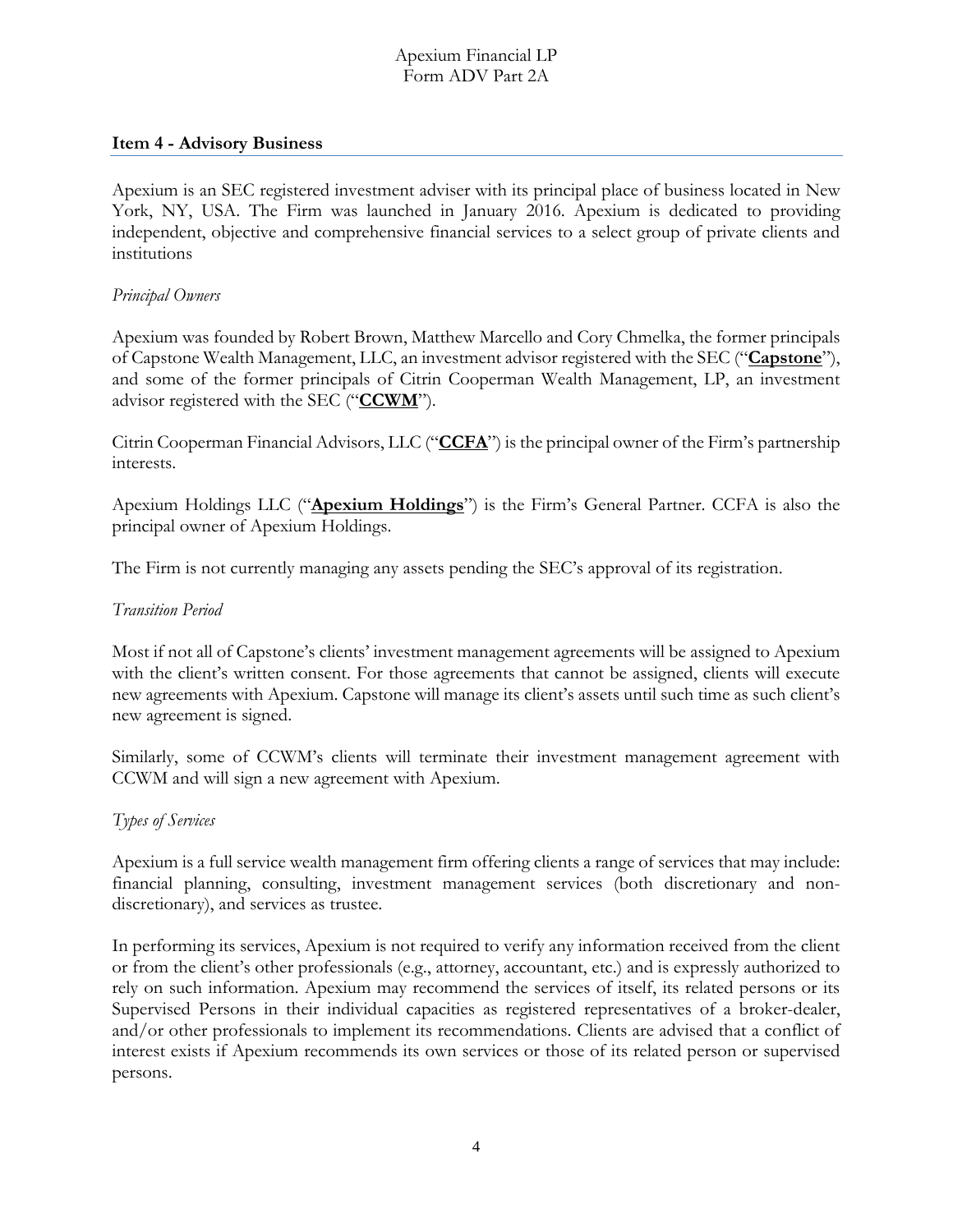## Item 4 - Advisory Business

Apexium is an SEC registered investment adviser with its principal place of business located in New York, NY, USA. The Firm was launched in January 2016. Apexium is dedicated to providing independent, objective and comprehensive financial services to a select group of private clients and institutions

*Principal Owners*

Apexium was founded by Robert Brown, Matthew Marcello and Cory Chmelka, the former principals of Capstone Wealth Management, LLC, an investment advisor registered with the SEC ("**Capstone**"), and some of the former principals of Citrin Cooperman Wealth Management, LP, an investment advisor registered with the SEC ("**CCWM**").

Citrin Cooperman Financial Advisors, LLC ("**CCFA**") is the principal owner of the Firm's partnership interests.

Apexium Holdings LLC ("**Apexium Holdings**") is the Firm's General Partner. CCFA is also the principal owner of Apexium Holdings.

The Firm is not currently managing any assets pending the SEC's approval of its registration.

*Transition Period*

Most if not all of Capstone's clients' investment management agreements will be assigned to Apexium with the client's written consent. For those agreements that cannot be assigned, clients will execute new agreements with Apexium. Capstone will manage its client's assets until such time as such client's new agreement is signed.

Similarly, some of CCWM's clients will terminate their investment management agreement with CCWM and will sign a new agreement with Apexium.

*Types of Services*

Apexium is a full service wealth management firm offering clients a range of services that may include: financial planning, consulting, investment management services (both discretionary and non-discretionary), and services as trustee.

In performing its services, Apexium is not required to verify any information received from the client or from the client's other professionals (e.g., attorney, accountant, etc.) and is expressly authorized to rely on such information. Apexium may recommend the services of itself, its related persons or its Supervised Persons in their individual capacities as registered representatives of a broker-dealer, and/or other professionals to implement its recommendations. Clients are advised that a conflict of interest exists if Apexium recommends its own services or those of its related person or supervised persons.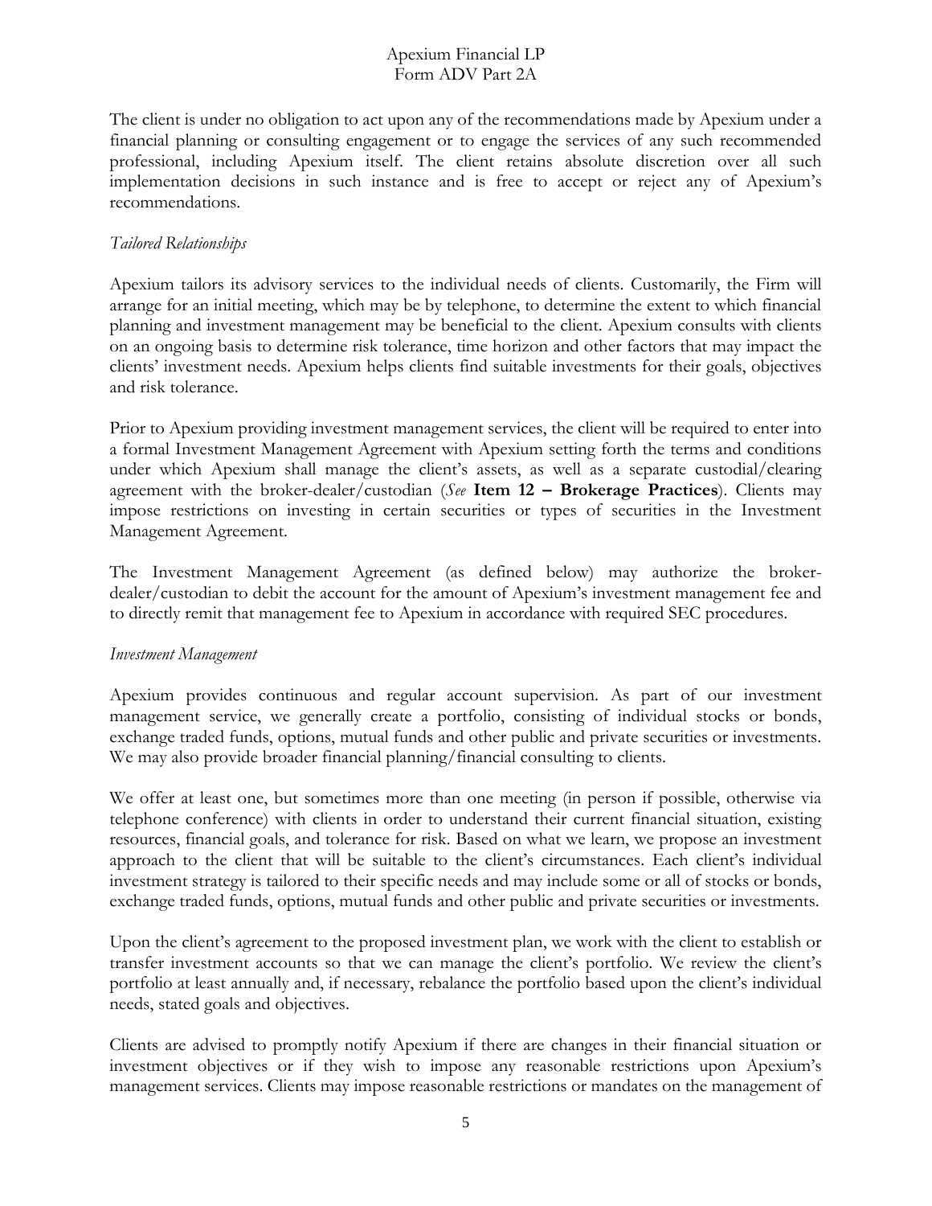The client is under no obligation to act upon any of the recommendations made by Apexium under a financial planning or consulting engagement or to engage the services of any such recommended professional, including Apexium itself. The client retains absolute discretion over all such implementation decisions in such instance and is free to accept or reject any of Apexium's recommendations.

*Tailored Relationships*

Apexium tailors its advisory services to the individual needs of clients. Customarily, the Firm will arrange for an initial meeting, which may be by telephone, to determine the extent to which financial planning and investment management may be beneficial to the client. Apexium consults with clients on an ongoing basis to determine risk tolerance, time horizon and other factors that may impact the clients' investment needs. Apexium helps clients find suitable investments for their goals, objectives and risk tolerance.

Prior to Apexium providing investment management services, the client will be required to enter into a formal Investment Management Agreement with Apexium setting forth the terms and conditions under which Apexium shall manage the client's assets, as well as a separate custodial/clearing agreement with the broker-dealer/custodian (*See* **Item 12 – Brokerage Practices**). Clients may impose restrictions on investing in certain securities or types of securities in the Investment Management Agreement.

The Investment Management Agreement (as defined below) may authorize the broker-dealer/custodian to debit the account for the amount of Apexium's investment management fee and to directly remit that management fee to Apexium in accordance with required SEC procedures.

*Investment Management*

Apexium provides continuous and regular account supervision. As part of our investment management service, we generally create a portfolio, consisting of individual stocks or bonds, exchange traded funds, options, mutual funds and other public and private securities or investments. We may also provide broader financial planning/financial consulting to clients.

We offer at least one, but sometimes more than one meeting (in person if possible, otherwise via telephone conference) with clients in order to understand their current financial situation, existing resources, financial goals, and tolerance for risk. Based on what we learn, we propose an investment approach to the client that will be suitable to the client's circumstances. Each client's individual investment strategy is tailored to their specific needs and may include some or all of stocks or bonds, exchange traded funds, options, mutual funds and other public and private securities or investments.

Upon the client's agreement to the proposed investment plan, we work with the client to establish or transfer investment accounts so that we can manage the client's portfolio. We review the client's portfolio at least annually and, if necessary, rebalance the portfolio based upon the client's individual needs, stated goals and objectives.

Clients are advised to promptly notify Apexium if there are changes in their financial situation or investment objectives or if they wish to impose any reasonable restrictions upon Apexium's management services. Clients may impose reasonable restrictions or mandates on the management of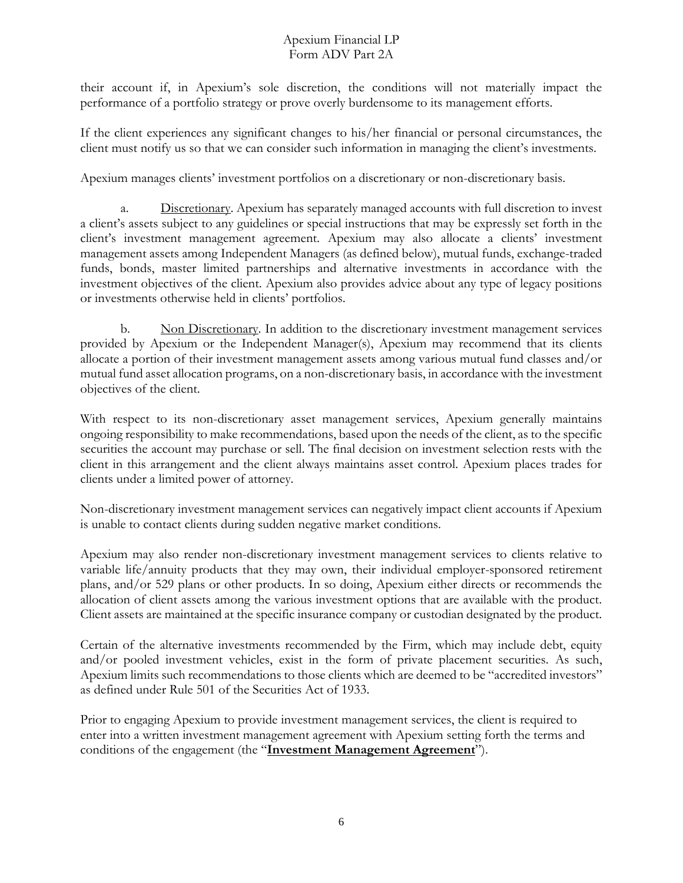their account if, in Apexium's sole discretion, the conditions will not materially impact the performance of a portfolio strategy or prove overly burdensome to its management efforts.

If the client experiences any significant changes to his/her financial or personal circumstances, the client must notify us so that we can consider such information in managing the client's investments.

Apexium manages clients' investment portfolios on a discretionary or non-discretionary basis.

a. Discretionary. Apexium has separately managed accounts with full discretion to invest a client's assets subject to any guidelines or special instructions that may be expressly set forth in the client's investment management agreement. Apexium may also allocate a clients' investment management assets among Independent Managers (as defined below), mutual funds, exchange-traded funds, bonds, master limited partnerships and alternative investments in accordance with the investment objectives of the client. Apexium also provides advice about any type of legacy positions or investments otherwise held in clients' portfolios.

b. Non Discretionary. In addition to the discretionary investment management services provided by Apexium or the Independent Manager(s), Apexium may recommend that its clients allocate a portion of their investment management assets among various mutual fund classes and/or mutual fund asset allocation programs, on a non-discretionary basis, in accordance with the investment objectives of the client.

With respect to its non-discretionary asset management services, Apexium generally maintains ongoing responsibility to make recommendations, based upon the needs of the client, as to the specific securities the account may purchase or sell. The final decision on investment selection rests with the client in this arrangement and the client always maintains asset control. Apexium places trades for clients under a limited power of attorney.

Non-discretionary investment management services can negatively impact client accounts if Apexium is unable to contact clients during sudden negative market conditions.

Apexium may also render non-discretionary investment management services to clients relative to variable life/annuity products that they may own, their individual employer-sponsored retirement plans, and/or 529 plans or other products. In so doing, Apexium either directs or recommends the allocation of client assets among the various investment options that are available with the product. Client assets are maintained at the specific insurance company or custodian designated by the product.

Certain of the alternative investments recommended by the Firm, which may include debt, equity and/or pooled investment vehicles, exist in the form of private placement securities. As such, Apexium limits such recommendations to those clients which are deemed to be "accredited investors" as defined under Rule 501 of the Securities Act of 1933.

Prior to engaging Apexium to provide investment management services, the client is required to enter into a written investment management agreement with Apexium setting forth the terms and conditions of the engagement (the "**Investment Management Agreement**").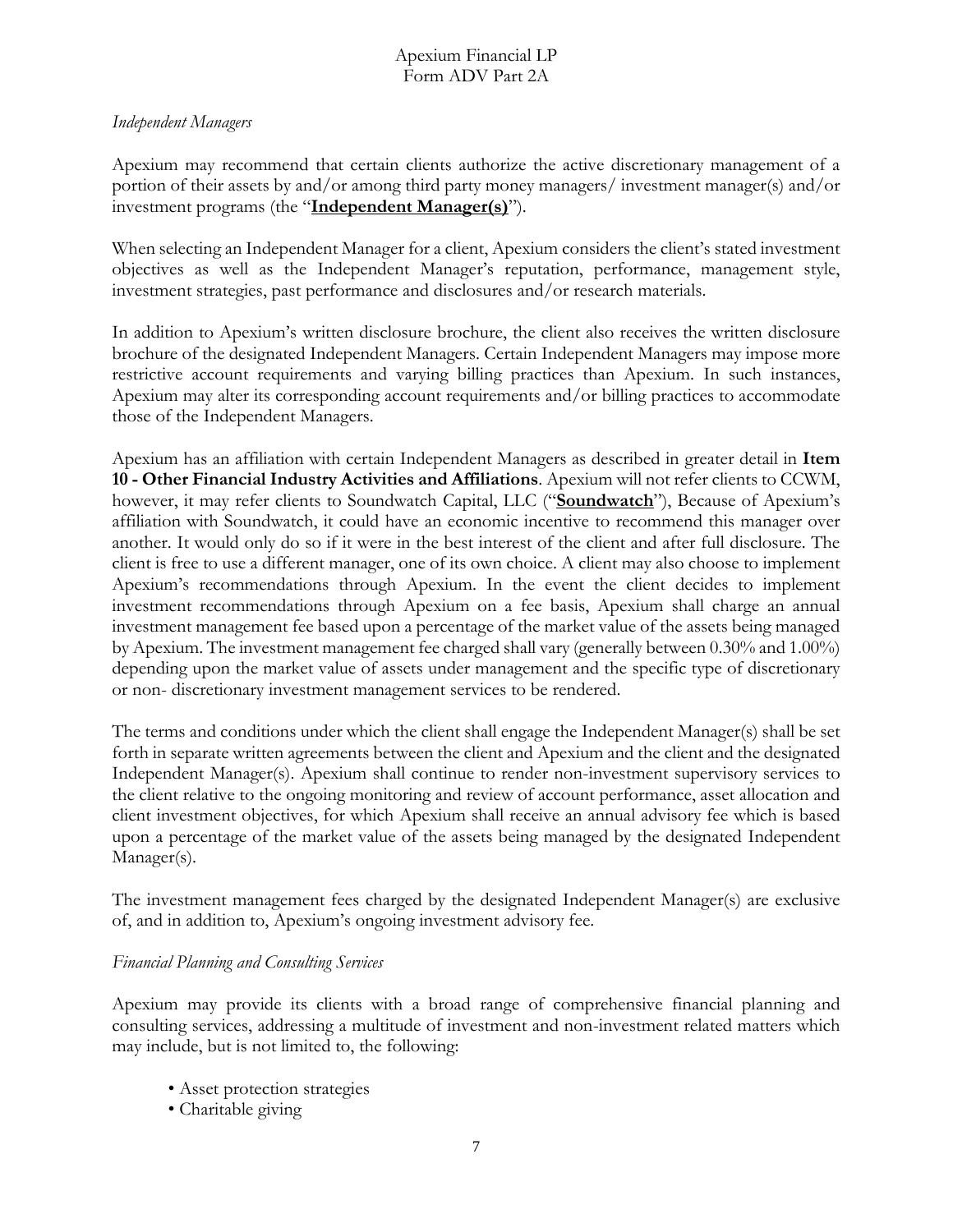*Independent Managers*

Apexium may recommend that certain clients authorize the active discretionary management of a portion of their assets by and/or among third party money managers/ investment manager(s) and/or investment programs (the "**Independent Manager(s)**").

When selecting an Independent Manager for a client, Apexium considers the client's stated investment objectives as well as the Independent Manager's reputation, performance, management style, investment strategies, past performance and disclosures and/or research materials.

In addition to Apexium's written disclosure brochure, the client also receives the written disclosure brochure of the designated Independent Managers. Certain Independent Managers may impose more restrictive account requirements and varying billing practices than Apexium. In such instances, Apexium may alter its corresponding account requirements and/or billing practices to accommodate those of the Independent Managers.

Apexium has an affiliation with certain Independent Managers as described in greater detail in **Item 10 - Other Financial Industry Activities and Affiliations**. Apexium will not refer clients to CCWM, however, it may refer clients to Soundwatch Capital, LLC ("**Soundwatch**"), Because of Apexium's affiliation with Soundwatch, it could have an economic incentive to recommend this manager over another. It would only do so if it were in the best interest of the client and after full disclosure. The client is free to use a different manager, one of its own choice. A client may also choose to implement Apexium's recommendations through Apexium. In the event the client decides to implement investment recommendations through Apexium on a fee basis, Apexium shall charge an annual investment management fee based upon a percentage of the market value of the assets being managed by Apexium. The investment management fee charged shall vary (generally between 0.30% and 1.00%) depending upon the market value of assets under management and the specific type of discretionary or non- discretionary investment management services to be rendered.

The terms and conditions under which the client shall engage the Independent Manager(s) shall be set forth in separate written agreements between the client and Apexium and the client and the designated Independent Manager(s). Apexium shall continue to render non-investment supervisory services to the client relative to the ongoing monitoring and review of account performance, asset allocation and client investment objectives, for which Apexium shall receive an annual advisory fee which is based upon a percentage of the market value of the assets being managed by the designated Independent Manager(s).

The investment management fees charged by the designated Independent Manager(s) are exclusive of, and in addition to, Apexium's ongoing investment advisory fee.

*Financial Planning and Consulting Services*

Apexium may provide its clients with a broad range of comprehensive financial planning and consulting services, addressing a multitude of investment and non-investment related matters which may include, but is not limited to, the following:

- Asset protection strategies
- Charitable giving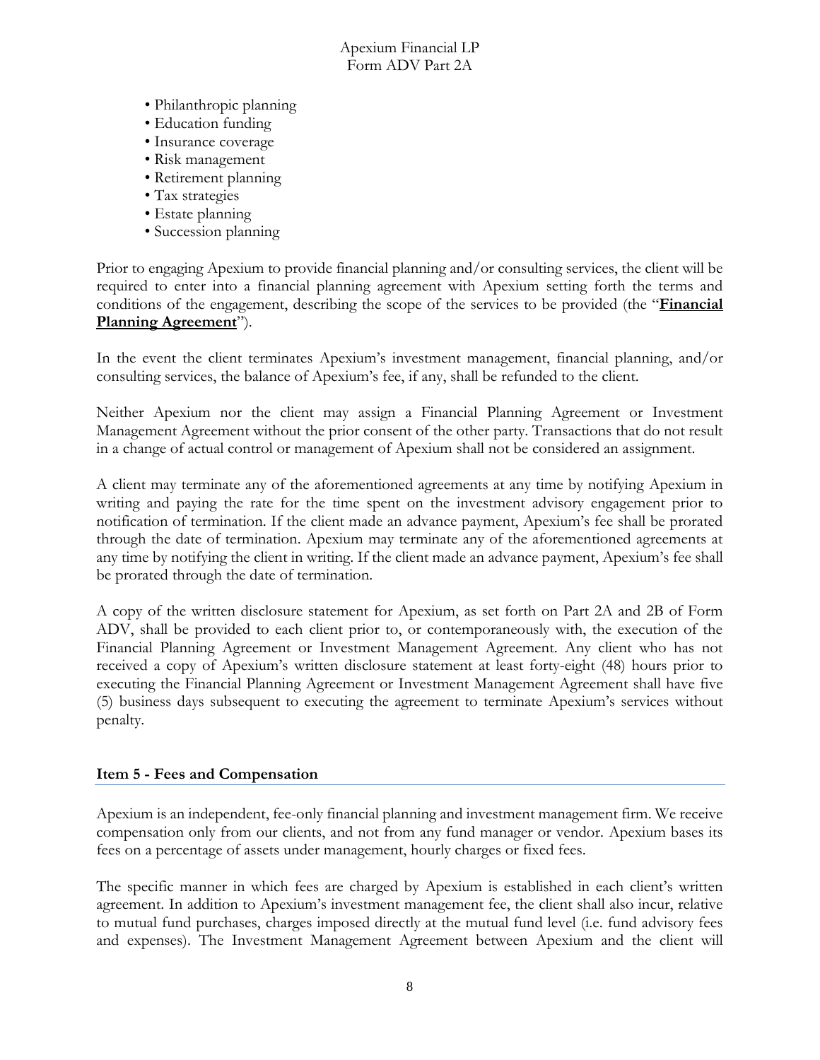- Philanthropic planning
- Education funding
- Insurance coverage
- Risk management
- Retirement planning
- Tax strategies
- Estate planning
- Succession planning

Prior to engaging Apexium to provide financial planning and/or consulting services, the client will be required to enter into a financial planning agreement with Apexium setting forth the terms and conditions of the engagement, describing the scope of the services to be provided (the "**Financial Planning Agreement**").

In the event the client terminates Apexium's investment management, financial planning, and/or consulting services, the balance of Apexium's fee, if any, shall be refunded to the client.

Neither Apexium nor the client may assign a Financial Planning Agreement or Investment Management Agreement without the prior consent of the other party. Transactions that do not result in a change of actual control or management of Apexium shall not be considered an assignment.

A client may terminate any of the aforementioned agreements at any time by notifying Apexium in writing and paying the rate for the time spent on the investment advisory engagement prior to notification of termination. If the client made an advance payment, Apexium's fee shall be prorated through the date of termination. Apexium may terminate any of the aforementioned agreements at any time by notifying the client in writing. If the client made an advance payment, Apexium's fee shall be prorated through the date of termination.

A copy of the written disclosure statement for Apexium, as set forth on Part 2A and 2B of Form ADV, shall be provided to each client prior to, or contemporaneously with, the execution of the Financial Planning Agreement or Investment Management Agreement. Any client who has not received a copy of Apexium's written disclosure statement at least forty-eight (48) hours prior to executing the Financial Planning Agreement or Investment Management Agreement shall have five (5) business days subsequent to executing the agreement to terminate Apexium's services without penalty.

## Item 5 - Fees and Compensation

Apexium is an independent, fee-only financial planning and investment management firm. We receive compensation only from our clients, and not from any fund manager or vendor. Apexium bases its fees on a percentage of assets under management, hourly charges or fixed fees.

The specific manner in which fees are charged by Apexium is established in each client's written agreement. In addition to Apexium's investment management fee, the client shall also incur, relative to mutual fund purchases, charges imposed directly at the mutual fund level (i.e. fund advisory fees and expenses). The Investment Management Agreement between Apexium and the client will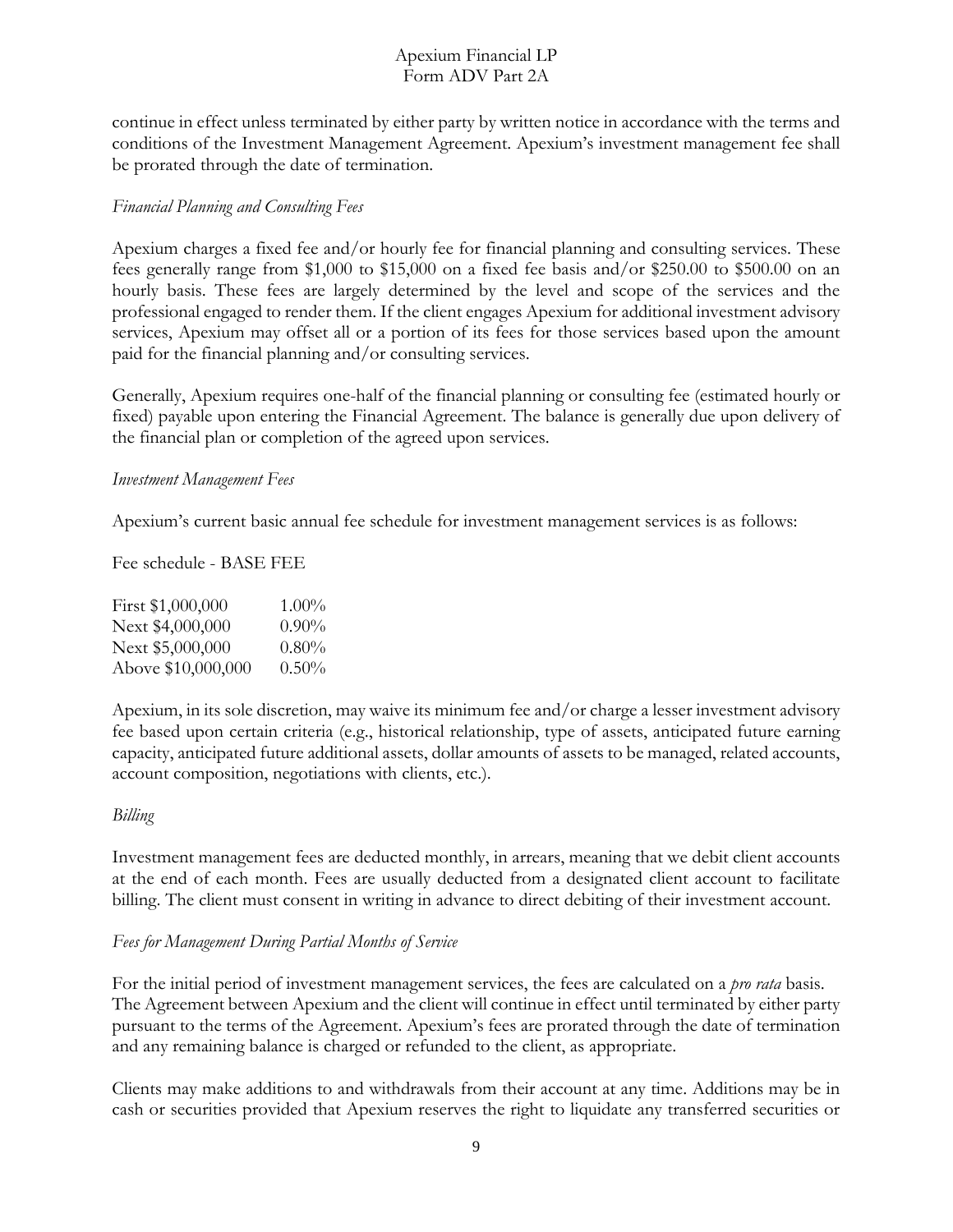continue in effect unless terminated by either party by written notice in accordance with the terms and conditions of the Investment Management Agreement. Apexium's investment management fee shall be prorated through the date of termination.

*Financial Planning and Consulting Fees*

Apexium charges a fixed fee and/or hourly fee for financial planning and consulting services. These fees generally range from $1,000 to $15,000 on a fixed fee basis and/or $250.00 to $500.00 on an hourly basis. These fees are largely determined by the level and scope of the services and the professional engaged to render them. If the client engages Apexium for additional investment advisory services, Apexium may offset all or a portion of its fees for those services based upon the amount paid for the financial planning and/or consulting services.

Generally, Apexium requires one-half of the financial planning or consulting fee (estimated hourly or fixed) payable upon entering the Financial Agreement. The balance is generally due upon delivery of the financial plan or completion of the agreed upon services.

*Investment Management Fees*

Apexium's current basic annual fee schedule for investment management services is as follows:

Fee schedule - BASE FEE

| | |
|---|---|
| First $1,000,000 | 1.00% |
| Next $4,000,000 | 0.90% |
| Next $5,000,000 | 0.80% |
| Above $10,000,000 | 0.50% |

Apexium, in its sole discretion, may waive its minimum fee and/or charge a lesser investment advisory fee based upon certain criteria (e.g., historical relationship, type of assets, anticipated future earning capacity, anticipated future additional assets, dollar amounts of assets to be managed, related accounts, account composition, negotiations with clients, etc.).

*Billing*

Investment management fees are deducted monthly, in arrears, meaning that we debit client accounts at the end of each month. Fees are usually deducted from a designated client account to facilitate billing. The client must consent in writing in advance to direct debiting of their investment account.

*Fees for Management During Partial Months of Service*

For the initial period of investment management services, the fees are calculated on a *pro rata* basis. The Agreement between Apexium and the client will continue in effect until terminated by either party pursuant to the terms of the Agreement. Apexium's fees are prorated through the date of termination and any remaining balance is charged or refunded to the client, as appropriate.

Clients may make additions to and withdrawals from their account at any time. Additions may be in cash or securities provided that Apexium reserves the right to liquidate any transferred securities or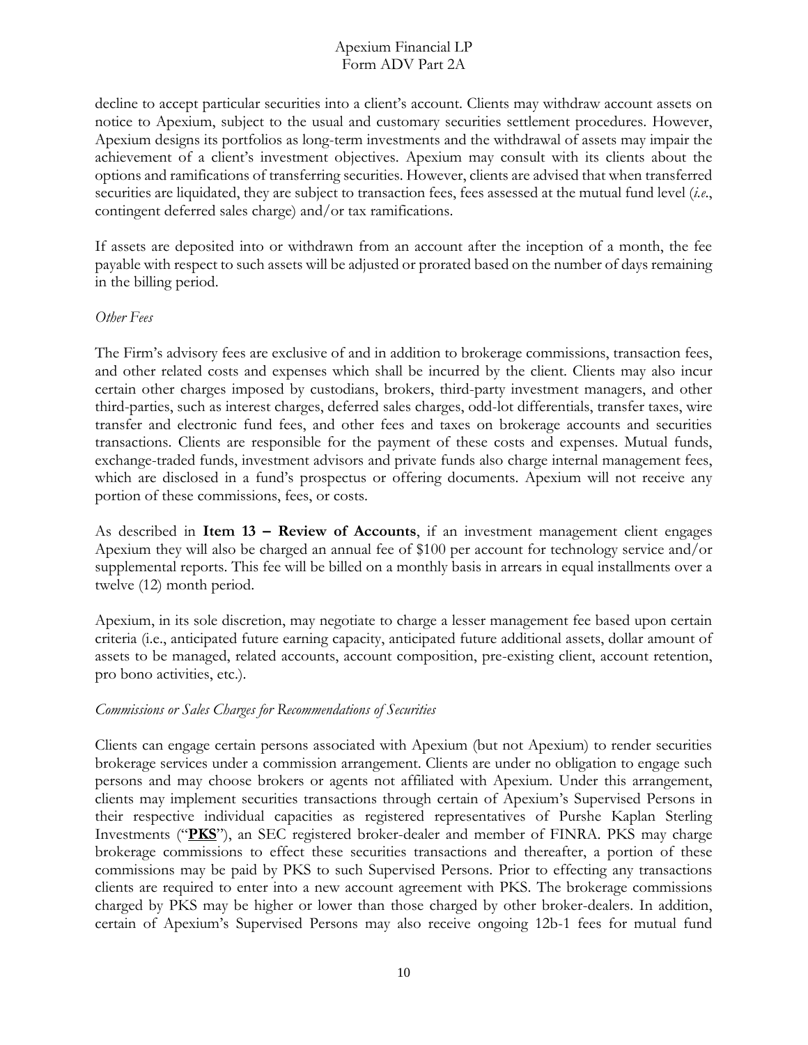decline to accept particular securities into a client's account. Clients may withdraw account assets on notice to Apexium, subject to the usual and customary securities settlement procedures. However, Apexium designs its portfolios as long-term investments and the withdrawal of assets may impair the achievement of a client's investment objectives. Apexium may consult with its clients about the options and ramifications of transferring securities. However, clients are advised that when transferred securities are liquidated, they are subject to transaction fees, fees assessed at the mutual fund level (*i.e.*, contingent deferred sales charge) and/or tax ramifications.

If assets are deposited into or withdrawn from an account after the inception of a month, the fee payable with respect to such assets will be adjusted or prorated based on the number of days remaining in the billing period.

*Other Fees*

The Firm's advisory fees are exclusive of and in addition to brokerage commissions, transaction fees, and other related costs and expenses which shall be incurred by the client. Clients may also incur certain other charges imposed by custodians, brokers, third-party investment managers, and other third-parties, such as interest charges, deferred sales charges, odd-lot differentials, transfer taxes, wire transfer and electronic fund fees, and other fees and taxes on brokerage accounts and securities transactions. Clients are responsible for the payment of these costs and expenses. Mutual funds, exchange-traded funds, investment advisors and private funds also charge internal management fees, which are disclosed in a fund's prospectus or offering documents. Apexium will not receive any portion of these commissions, fees, or costs.

As described in **Item 13 – Review of Accounts**, if an investment management client engages Apexium they will also be charged an annual fee of $100 per account for technology service and/or supplemental reports. This fee will be billed on a monthly basis in arrears in equal installments over a twelve (12) month period.

Apexium, in its sole discretion, may negotiate to charge a lesser management fee based upon certain criteria (i.e., anticipated future earning capacity, anticipated future additional assets, dollar amount of assets to be managed, related accounts, account composition, pre-existing client, account retention, pro bono activities, etc.).

*Commissions or Sales Charges for Recommendations of Securities*

Clients can engage certain persons associated with Apexium (but not Apexium) to render securities brokerage services under a commission arrangement. Clients are under no obligation to engage such persons and may choose brokers or agents not affiliated with Apexium. Under this arrangement, clients may implement securities transactions through certain of Apexium's Supervised Persons in their respective individual capacities as registered representatives of Purshe Kaplan Sterling Investments ("**PKS**"), an SEC registered broker-dealer and member of FINRA. PKS may charge brokerage commissions to effect these securities transactions and thereafter, a portion of these commissions may be paid by PKS to such Supervised Persons. Prior to effecting any transactions clients are required to enter into a new account agreement with PKS. The brokerage commissions charged by PKS may be higher or lower than those charged by other broker-dealers. In addition, certain of Apexium's Supervised Persons may also receive ongoing 12b-1 fees for mutual fund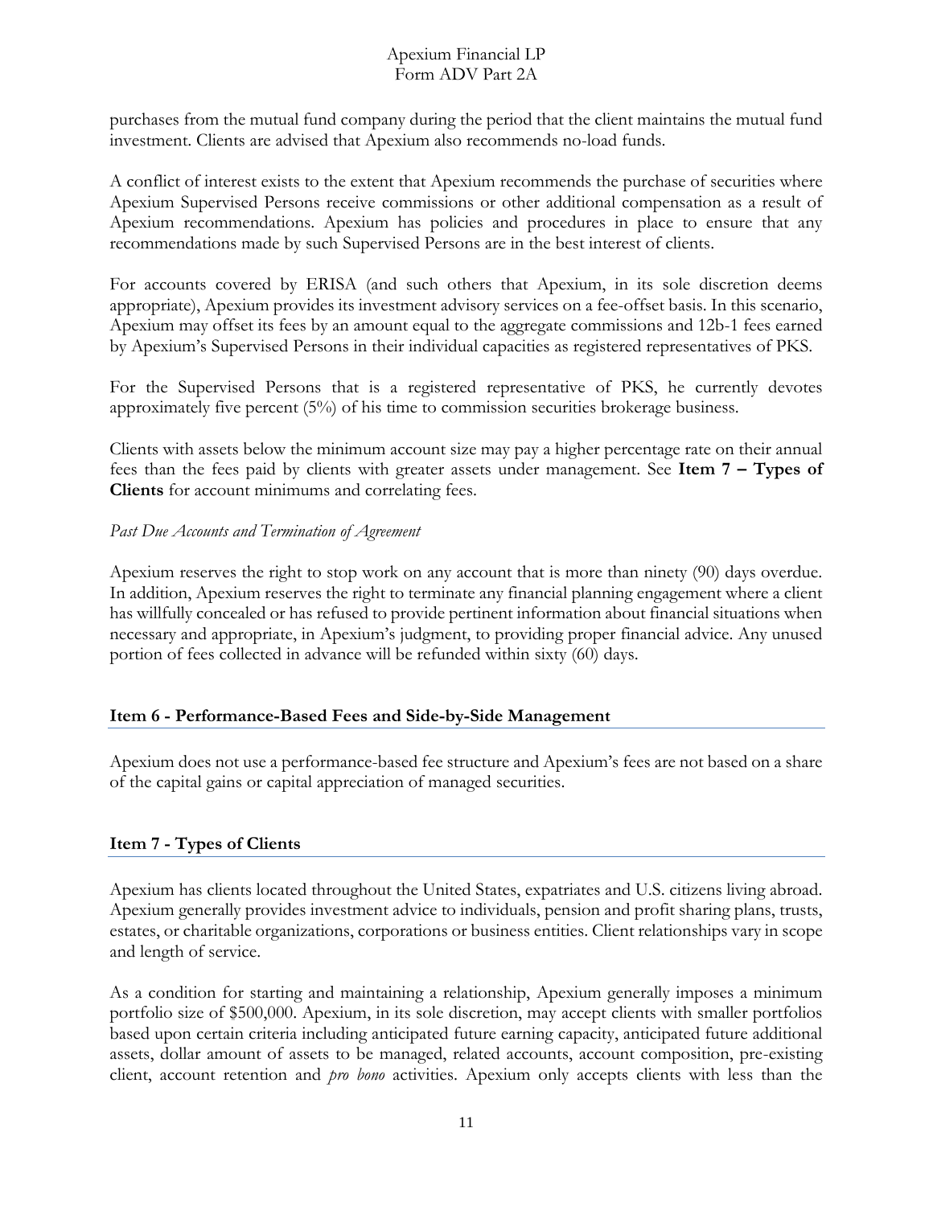purchases from the mutual fund company during the period that the client maintains the mutual fund investment. Clients are advised that Apexium also recommends no-load funds.

A conflict of interest exists to the extent that Apexium recommends the purchase of securities where Apexium Supervised Persons receive commissions or other additional compensation as a result of Apexium recommendations. Apexium has policies and procedures in place to ensure that any recommendations made by such Supervised Persons are in the best interest of clients.

For accounts covered by ERISA (and such others that Apexium, in its sole discretion deems appropriate), Apexium provides its investment advisory services on a fee-offset basis. In this scenario, Apexium may offset its fees by an amount equal to the aggregate commissions and 12b-1 fees earned by Apexium's Supervised Persons in their individual capacities as registered representatives of PKS.

For the Supervised Persons that is a registered representative of PKS, he currently devotes approximately five percent (5%) of his time to commission securities brokerage business.

Clients with assets below the minimum account size may pay a higher percentage rate on their annual fees than the fees paid by clients with greater assets under management. See **Item 7 – Types of Clients** for account minimums and correlating fees.

*Past Due Accounts and Termination of Agreement*

Apexium reserves the right to stop work on any account that is more than ninety (90) days overdue. In addition, Apexium reserves the right to terminate any financial planning engagement where a client has willfully concealed or has refused to provide pertinent information about financial situations when necessary and appropriate, in Apexium's judgment, to providing proper financial advice. Any unused portion of fees collected in advance will be refunded within sixty (60) days.

## Item 6 - Performance-Based Fees and Side-by-Side Management

Apexium does not use a performance-based fee structure and Apexium's fees are not based on a share of the capital gains or capital appreciation of managed securities.

## Item 7 - Types of Clients

Apexium has clients located throughout the United States, expatriates and U.S. citizens living abroad. Apexium generally provides investment advice to individuals, pension and profit sharing plans, trusts, estates, or charitable organizations, corporations or business entities. Client relationships vary in scope and length of service.

As a condition for starting and maintaining a relationship, Apexium generally imposes a minimum portfolio size of $500,000. Apexium, in its sole discretion, may accept clients with smaller portfolios based upon certain criteria including anticipated future earning capacity, anticipated future additional assets, dollar amount of assets to be managed, related accounts, account composition, pre-existing client, account retention and *pro bono* activities. Apexium only accepts clients with less than the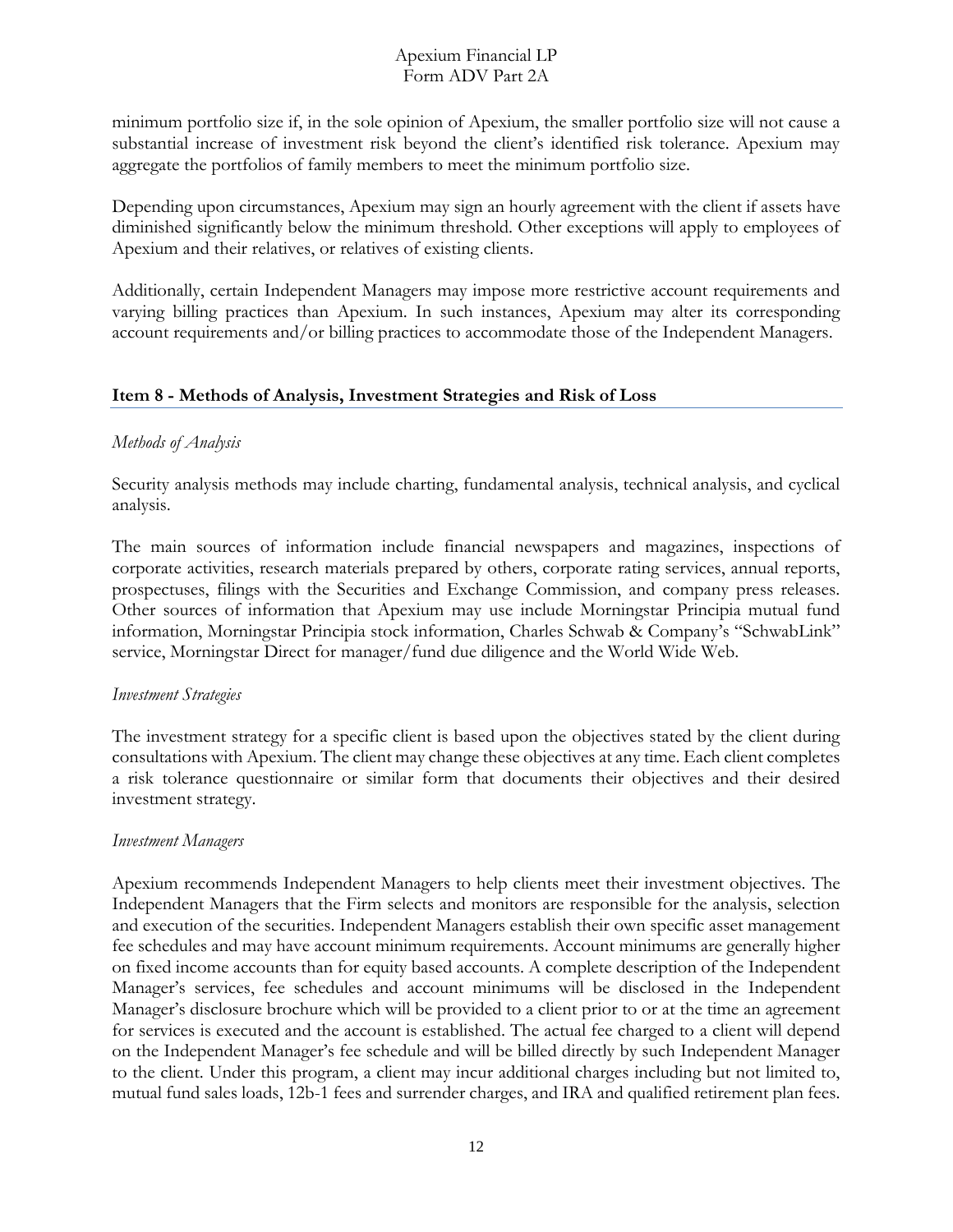minimum portfolio size if, in the sole opinion of Apexium, the smaller portfolio size will not cause a substantial increase of investment risk beyond the client's identified risk tolerance. Apexium may aggregate the portfolios of family members to meet the minimum portfolio size.

Depending upon circumstances, Apexium may sign an hourly agreement with the client if assets have diminished significantly below the minimum threshold. Other exceptions will apply to employees of Apexium and their relatives, or relatives of existing clients.

Additionally, certain Independent Managers may impose more restrictive account requirements and varying billing practices than Apexium. In such instances, Apexium may alter its corresponding account requirements and/or billing practices to accommodate those of the Independent Managers.

## Item 8 - Methods of Analysis, Investment Strategies and Risk of Loss

*Methods of Analysis*

Security analysis methods may include charting, fundamental analysis, technical analysis, and cyclical analysis.

The main sources of information include financial newspapers and magazines, inspections of corporate activities, research materials prepared by others, corporate rating services, annual reports, prospectuses, filings with the Securities and Exchange Commission, and company press releases. Other sources of information that Apexium may use include Morningstar Principia mutual fund information, Morningstar Principia stock information, Charles Schwab & Company's "SchwabLink" service, Morningstar Direct for manager/fund due diligence and the World Wide Web.

*Investment Strategies*

The investment strategy for a specific client is based upon the objectives stated by the client during consultations with Apexium. The client may change these objectives at any time. Each client completes a risk tolerance questionnaire or similar form that documents their objectives and their desired investment strategy.

*Investment Managers*

Apexium recommends Independent Managers to help clients meet their investment objectives. The Independent Managers that the Firm selects and monitors are responsible for the analysis, selection and execution of the securities. Independent Managers establish their own specific asset management fee schedules and may have account minimum requirements. Account minimums are generally higher on fixed income accounts than for equity based accounts. A complete description of the Independent Manager's services, fee schedules and account minimums will be disclosed in the Independent Manager's disclosure brochure which will be provided to a client prior to or at the time an agreement for services is executed and the account is established. The actual fee charged to a client will depend on the Independent Manager's fee schedule and will be billed directly by such Independent Manager to the client. Under this program, a client may incur additional charges including but not limited to, mutual fund sales loads, 12b-1 fees and surrender charges, and IRA and qualified retirement plan fees.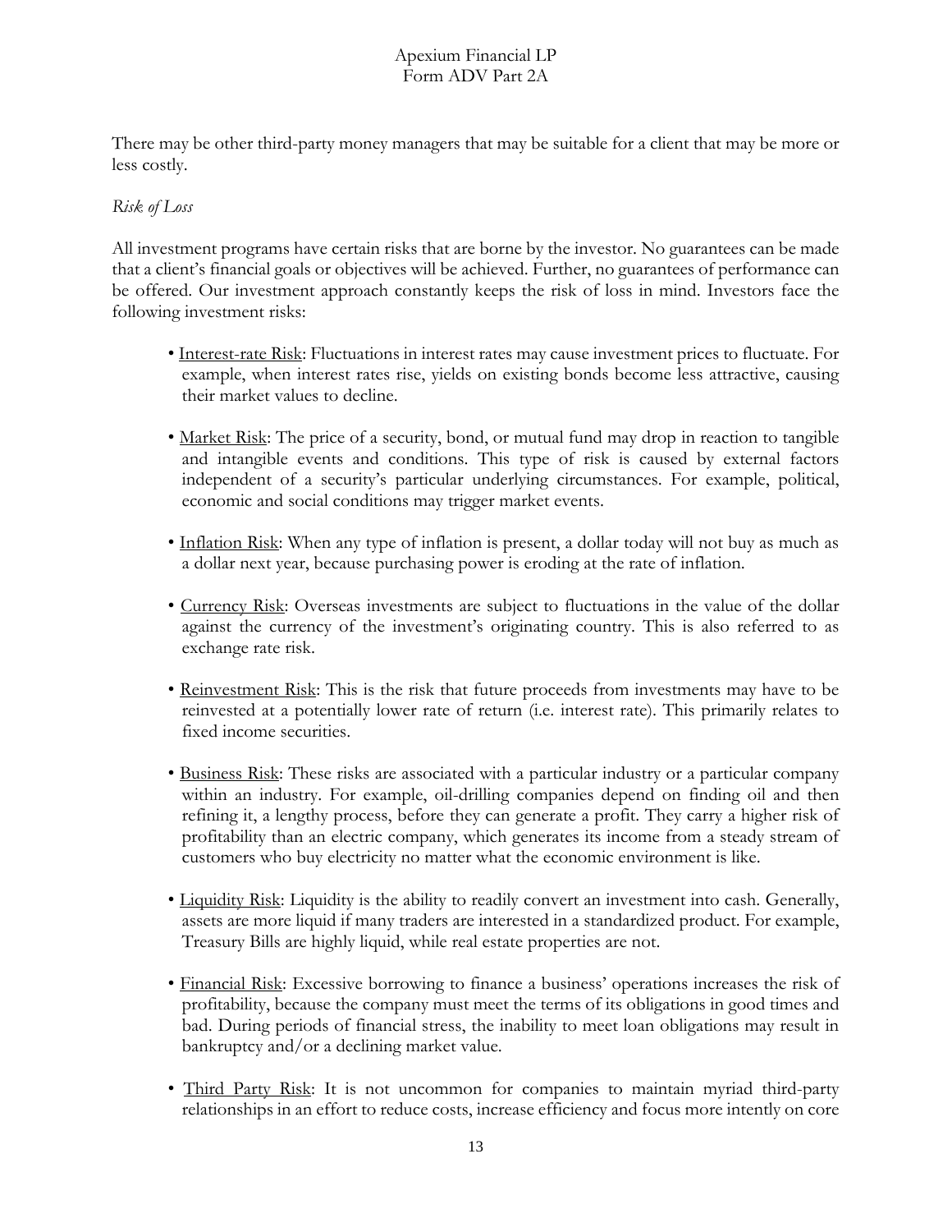There may be other third-party money managers that may be suitable for a client that may be more or less costly.

*Risk of Loss*

All investment programs have certain risks that are borne by the investor. No guarantees can be made that a client's financial goals or objectives will be achieved. Further, no guarantees of performance can be offered. Our investment approach constantly keeps the risk of loss in mind. Investors face the following investment risks:

- Interest-rate Risk: Fluctuations in interest rates may cause investment prices to fluctuate. For example, when interest rates rise, yields on existing bonds become less attractive, causing their market values to decline.
- Market Risk: The price of a security, bond, or mutual fund may drop in reaction to tangible and intangible events and conditions. This type of risk is caused by external factors independent of a security's particular underlying circumstances. For example, political, economic and social conditions may trigger market events.
- Inflation Risk: When any type of inflation is present, a dollar today will not buy as much as a dollar next year, because purchasing power is eroding at the rate of inflation.
- Currency Risk: Overseas investments are subject to fluctuations in the value of the dollar against the currency of the investment's originating country. This is also referred to as exchange rate risk.
- Reinvestment Risk: This is the risk that future proceeds from investments may have to be reinvested at a potentially lower rate of return (i.e. interest rate). This primarily relates to fixed income securities.
- Business Risk: These risks are associated with a particular industry or a particular company within an industry. For example, oil-drilling companies depend on finding oil and then refining it, a lengthy process, before they can generate a profit. They carry a higher risk of profitability than an electric company, which generates its income from a steady stream of customers who buy electricity no matter what the economic environment is like.
- Liquidity Risk: Liquidity is the ability to readily convert an investment into cash. Generally, assets are more liquid if many traders are interested in a standardized product. For example, Treasury Bills are highly liquid, while real estate properties are not.
- Financial Risk: Excessive borrowing to finance a business' operations increases the risk of profitability, because the company must meet the terms of its obligations in good times and bad. During periods of financial stress, the inability to meet loan obligations may result in bankruptcy and/or a declining market value.
- Third Party Risk: It is not uncommon for companies to maintain myriad third-party relationships in an effort to reduce costs, increase efficiency and focus more intently on core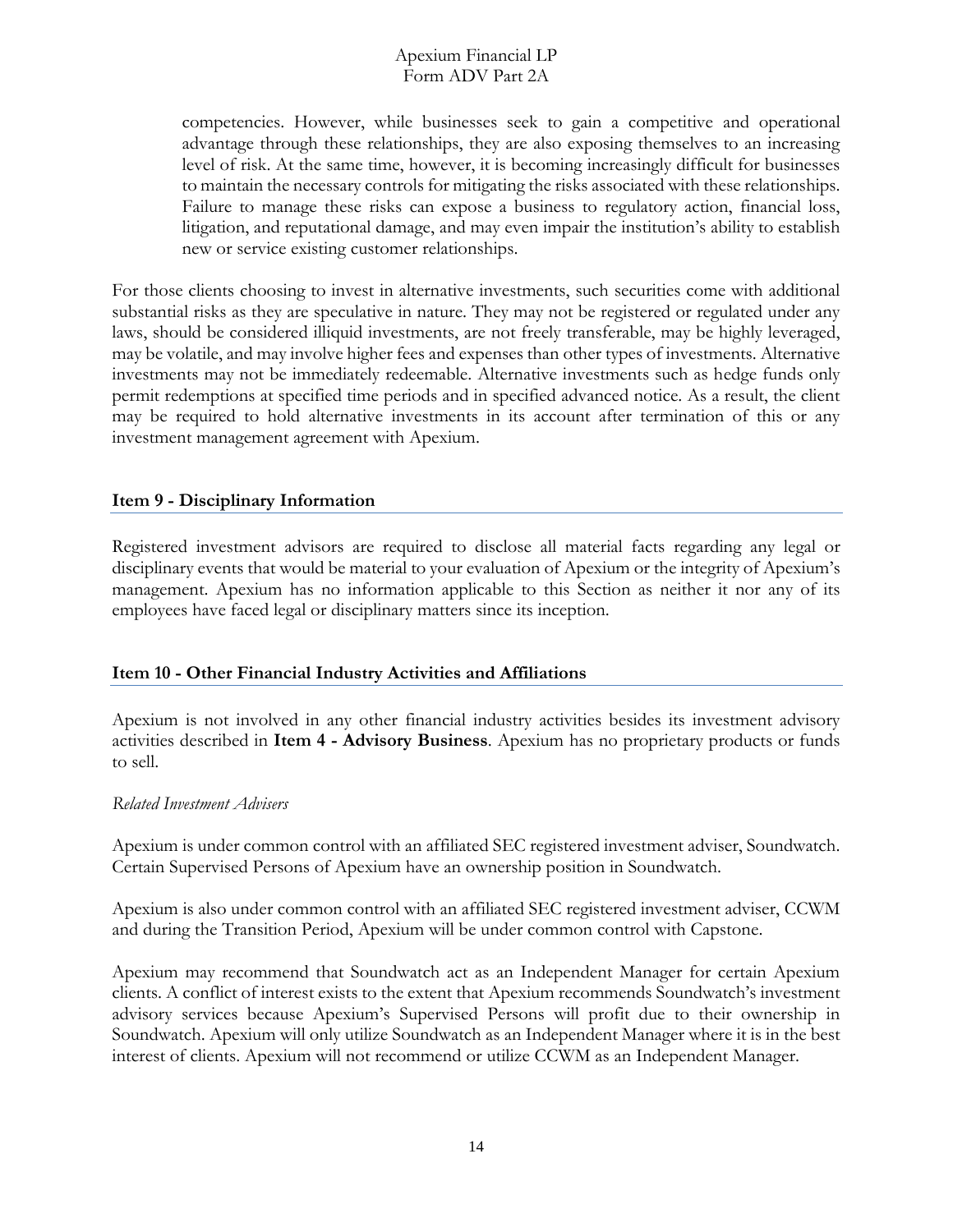competencies. However, while businesses seek to gain a competitive and operational advantage through these relationships, they are also exposing themselves to an increasing level of risk. At the same time, however, it is becoming increasingly difficult for businesses to maintain the necessary controls for mitigating the risks associated with these relationships. Failure to manage these risks can expose a business to regulatory action, financial loss, litigation, and reputational damage, and may even impair the institution's ability to establish new or service existing customer relationships.

For those clients choosing to invest in alternative investments, such securities come with additional substantial risks as they are speculative in nature. They may not be registered or regulated under any laws, should be considered illiquid investments, are not freely transferable, may be highly leveraged, may be volatile, and may involve higher fees and expenses than other types of investments. Alternative investments may not be immediately redeemable. Alternative investments such as hedge funds only permit redemptions at specified time periods and in specified advanced notice. As a result, the client may be required to hold alternative investments in its account after termination of this or any investment management agreement with Apexium.

## Item 9 - Disciplinary Information

Registered investment advisors are required to disclose all material facts regarding any legal or disciplinary events that would be material to your evaluation of Apexium or the integrity of Apexium's management. Apexium has no information applicable to this Section as neither it nor any of its employees have faced legal or disciplinary matters since its inception.

## Item 10 - Other Financial Industry Activities and Affiliations

Apexium is not involved in any other financial industry activities besides its investment advisory activities described in **Item 4 - Advisory Business**. Apexium has no proprietary products or funds to sell.

*Related Investment Advisers*

Apexium is under common control with an affiliated SEC registered investment adviser, Soundwatch. Certain Supervised Persons of Apexium have an ownership position in Soundwatch.

Apexium is also under common control with an affiliated SEC registered investment adviser, CCWM and during the Transition Period, Apexium will be under common control with Capstone.

Apexium may recommend that Soundwatch act as an Independent Manager for certain Apexium clients. A conflict of interest exists to the extent that Apexium recommends Soundwatch's investment advisory services because Apexium's Supervised Persons will profit due to their ownership in Soundwatch. Apexium will only utilize Soundwatch as an Independent Manager where it is in the best interest of clients. Apexium will not recommend or utilize CCWM as an Independent Manager.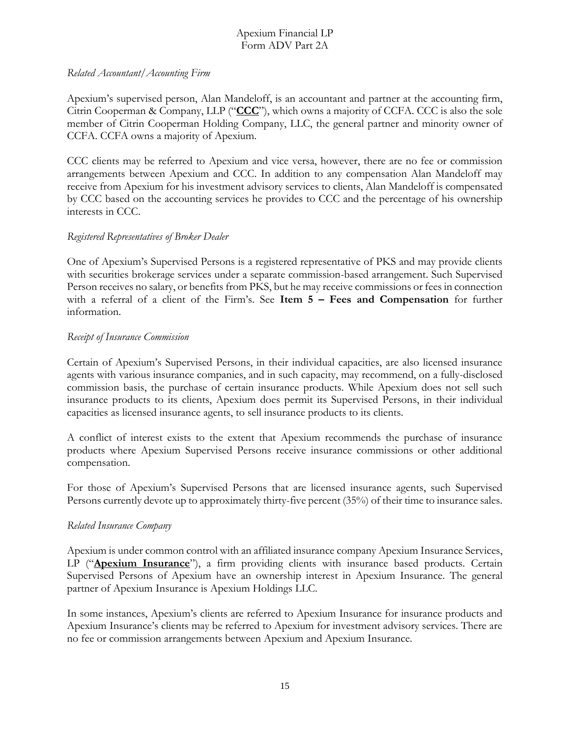*Related Accountant/Accounting Firm*

Apexium's supervised person, Alan Mandeloff, is an accountant and partner at the accounting firm, Citrin Cooperman & Company, LLP ("**CCC**"), which owns a majority of CCFA. CCC is also the sole member of Citrin Cooperman Holding Company, LLC, the general partner and minority owner of CCFA. CCFA owns a majority of Apexium.

CCC clients may be referred to Apexium and vice versa, however, there are no fee or commission arrangements between Apexium and CCC. In addition to any compensation Alan Mandeloff may receive from Apexium for his investment advisory services to clients, Alan Mandeloff is compensated by CCC based on the accounting services he provides to CCC and the percentage of his ownership interests in CCC.

*Registered Representatives of Broker Dealer*

One of Apexium's Supervised Persons is a registered representative of PKS and may provide clients with securities brokerage services under a separate commission-based arrangement. Such Supervised Person receives no salary, or benefits from PKS, but he may receive commissions or fees in connection with a referral of a client of the Firm's. See **Item 5 – Fees and Compensation** for further information.

*Receipt of Insurance Commission*

Certain of Apexium's Supervised Persons, in their individual capacities, are also licensed insurance agents with various insurance companies, and in such capacity, may recommend, on a fully-disclosed commission basis, the purchase of certain insurance products. While Apexium does not sell such insurance products to its clients, Apexium does permit its Supervised Persons, in their individual capacities as licensed insurance agents, to sell insurance products to its clients.

A conflict of interest exists to the extent that Apexium recommends the purchase of insurance products where Apexium Supervised Persons receive insurance commissions or other additional compensation.

For those of Apexium's Supervised Persons that are licensed insurance agents, such Supervised Persons currently devote up to approximately thirty-five percent (35%) of their time to insurance sales.

*Related Insurance Company*

Apexium is under common control with an affiliated insurance company Apexium Insurance Services, LP ("**Apexium Insurance**"), a firm providing clients with insurance based products. Certain Supervised Persons of Apexium have an ownership interest in Apexium Insurance. The general partner of Apexium Insurance is Apexium Holdings LLC.

In some instances, Apexium's clients are referred to Apexium Insurance for insurance products and Apexium Insurance's clients may be referred to Apexium for investment advisory services. There are no fee or commission arrangements between Apexium and Apexium Insurance.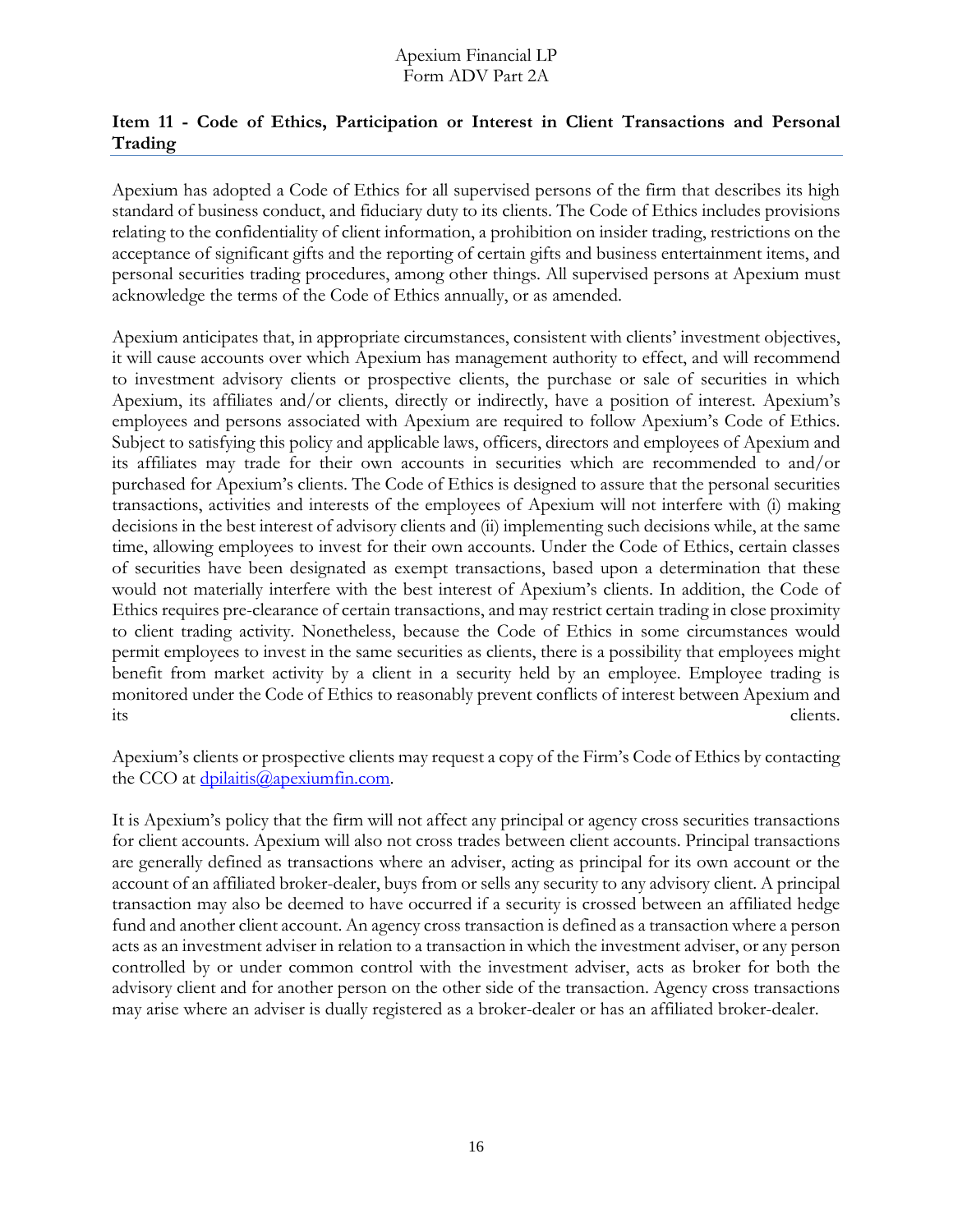## Item 11 - Code of Ethics, Participation or Interest in Client Transactions and Personal Trading

Apexium has adopted a Code of Ethics for all supervised persons of the firm that describes its high standard of business conduct, and fiduciary duty to its clients. The Code of Ethics includes provisions relating to the confidentiality of client information, a prohibition on insider trading, restrictions on the acceptance of significant gifts and the reporting of certain gifts and business entertainment items, and personal securities trading procedures, among other things. All supervised persons at Apexium must acknowledge the terms of the Code of Ethics annually, or as amended.

Apexium anticipates that, in appropriate circumstances, consistent with clients' investment objectives, it will cause accounts over which Apexium has management authority to effect, and will recommend to investment advisory clients or prospective clients, the purchase or sale of securities in which Apexium, its affiliates and/or clients, directly or indirectly, have a position of interest. Apexium's employees and persons associated with Apexium are required to follow Apexium's Code of Ethics. Subject to satisfying this policy and applicable laws, officers, directors and employees of Apexium and its affiliates may trade for their own accounts in securities which are recommended to and/or purchased for Apexium's clients. The Code of Ethics is designed to assure that the personal securities transactions, activities and interests of the employees of Apexium will not interfere with (i) making decisions in the best interest of advisory clients and (ii) implementing such decisions while, at the same time, allowing employees to invest for their own accounts. Under the Code of Ethics, certain classes of securities have been designated as exempt transactions, based upon a determination that these would not materially interfere with the best interest of Apexium's clients. In addition, the Code of Ethics requires pre-clearance of certain transactions, and may restrict certain trading in close proximity to client trading activity. Nonetheless, because the Code of Ethics in some circumstances would permit employees to invest in the same securities as clients, there is a possibility that employees might benefit from market activity by a client in a security held by an employee. Employee trading is monitored under the Code of Ethics to reasonably prevent conflicts of interest between Apexium and its clients.

Apexium's clients or prospective clients may request a copy of the Firm's Code of Ethics by contacting the CCO at dpilaitis@apexiumfin.com.

It is Apexium's policy that the firm will not affect any principal or agency cross securities transactions for client accounts. Apexium will also not cross trades between client accounts. Principal transactions are generally defined as transactions where an adviser, acting as principal for its own account or the account of an affiliated broker-dealer, buys from or sells any security to any advisory client. A principal transaction may also be deemed to have occurred if a security is crossed between an affiliated hedge fund and another client account. An agency cross transaction is defined as a transaction where a person acts as an investment adviser in relation to a transaction in which the investment adviser, or any person controlled by or under common control with the investment adviser, acts as broker for both the advisory client and for another person on the other side of the transaction. Agency cross transactions may arise where an adviser is dually registered as a broker-dealer or has an affiliated broker-dealer.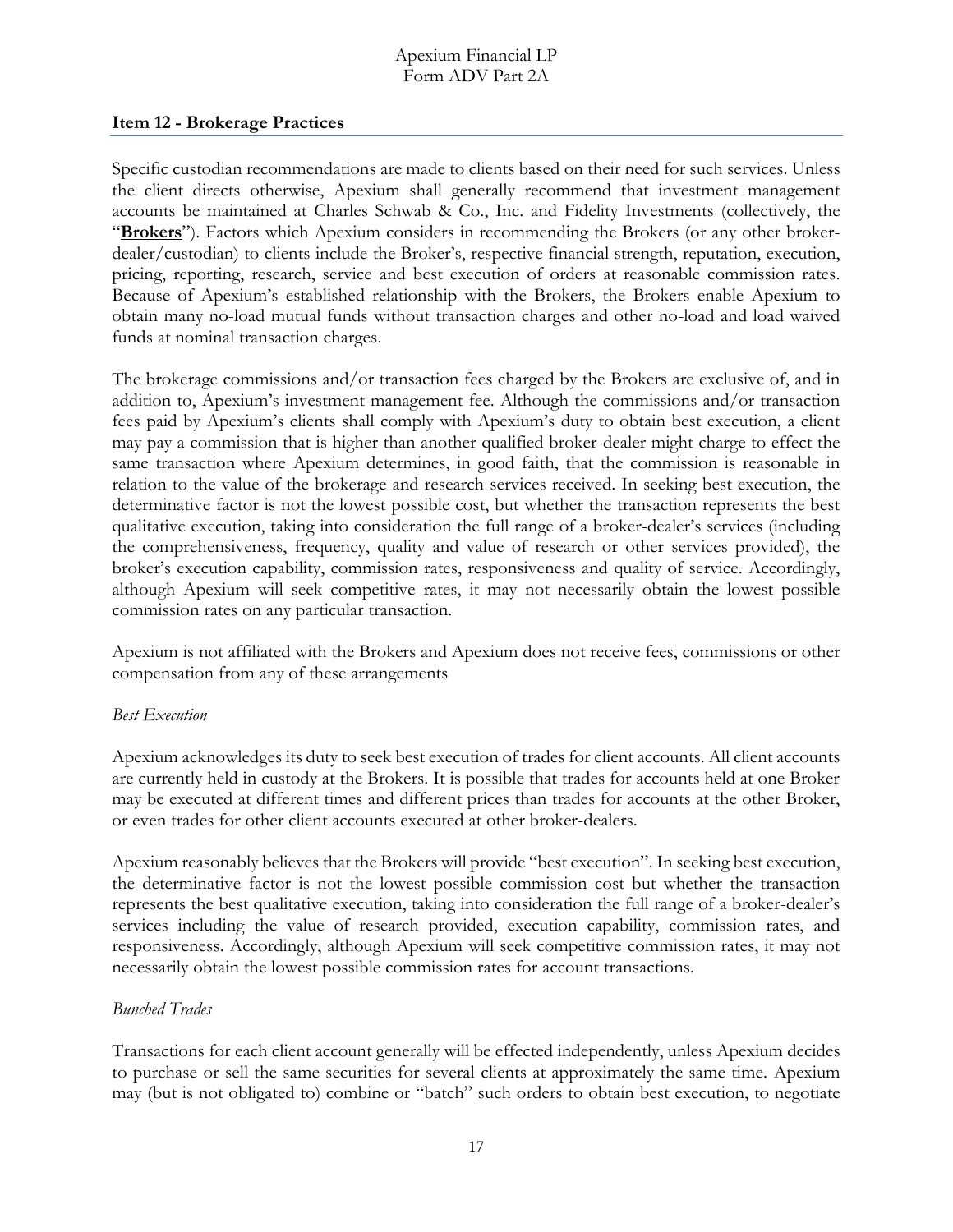## Item 12 - Brokerage Practices

Specific custodian recommendations are made to clients based on their need for such services. Unless the client directs otherwise, Apexium shall generally recommend that investment management accounts be maintained at Charles Schwab & Co., Inc. and Fidelity Investments (collectively, the "**Brokers**"). Factors which Apexium considers in recommending the Brokers (or any other broker-dealer/custodian) to clients include the Broker's, respective financial strength, reputation, execution, pricing, reporting, research, service and best execution of orders at reasonable commission rates. Because of Apexium's established relationship with the Brokers, the Brokers enable Apexium to obtain many no-load mutual funds without transaction charges and other no-load and load waived funds at nominal transaction charges.

The brokerage commissions and/or transaction fees charged by the Brokers are exclusive of, and in addition to, Apexium's investment management fee. Although the commissions and/or transaction fees paid by Apexium's clients shall comply with Apexium's duty to obtain best execution, a client may pay a commission that is higher than another qualified broker-dealer might charge to effect the same transaction where Apexium determines, in good faith, that the commission is reasonable in relation to the value of the brokerage and research services received. In seeking best execution, the determinative factor is not the lowest possible cost, but whether the transaction represents the best qualitative execution, taking into consideration the full range of a broker-dealer's services (including the comprehensiveness, frequency, quality and value of research or other services provided), the broker's execution capability, commission rates, responsiveness and quality of service. Accordingly, although Apexium will seek competitive rates, it may not necessarily obtain the lowest possible commission rates on any particular transaction.

Apexium is not affiliated with the Brokers and Apexium does not receive fees, commissions or other compensation from any of these arrangements

*Best Execution*

Apexium acknowledges its duty to seek best execution of trades for client accounts. All client accounts are currently held in custody at the Brokers. It is possible that trades for accounts held at one Broker may be executed at different times and different prices than trades for accounts at the other Broker, or even trades for other client accounts executed at other broker-dealers.

Apexium reasonably believes that the Brokers will provide "best execution". In seeking best execution, the determinative factor is not the lowest possible commission cost but whether the transaction represents the best qualitative execution, taking into consideration the full range of a broker-dealer's services including the value of research provided, execution capability, commission rates, and responsiveness. Accordingly, although Apexium will seek competitive commission rates, it may not necessarily obtain the lowest possible commission rates for account transactions.

*Bunched Trades*

Transactions for each client account generally will be effected independently, unless Apexium decides to purchase or sell the same securities for several clients at approximately the same time. Apexium may (but is not obligated to) combine or "batch" such orders to obtain best execution, to negotiate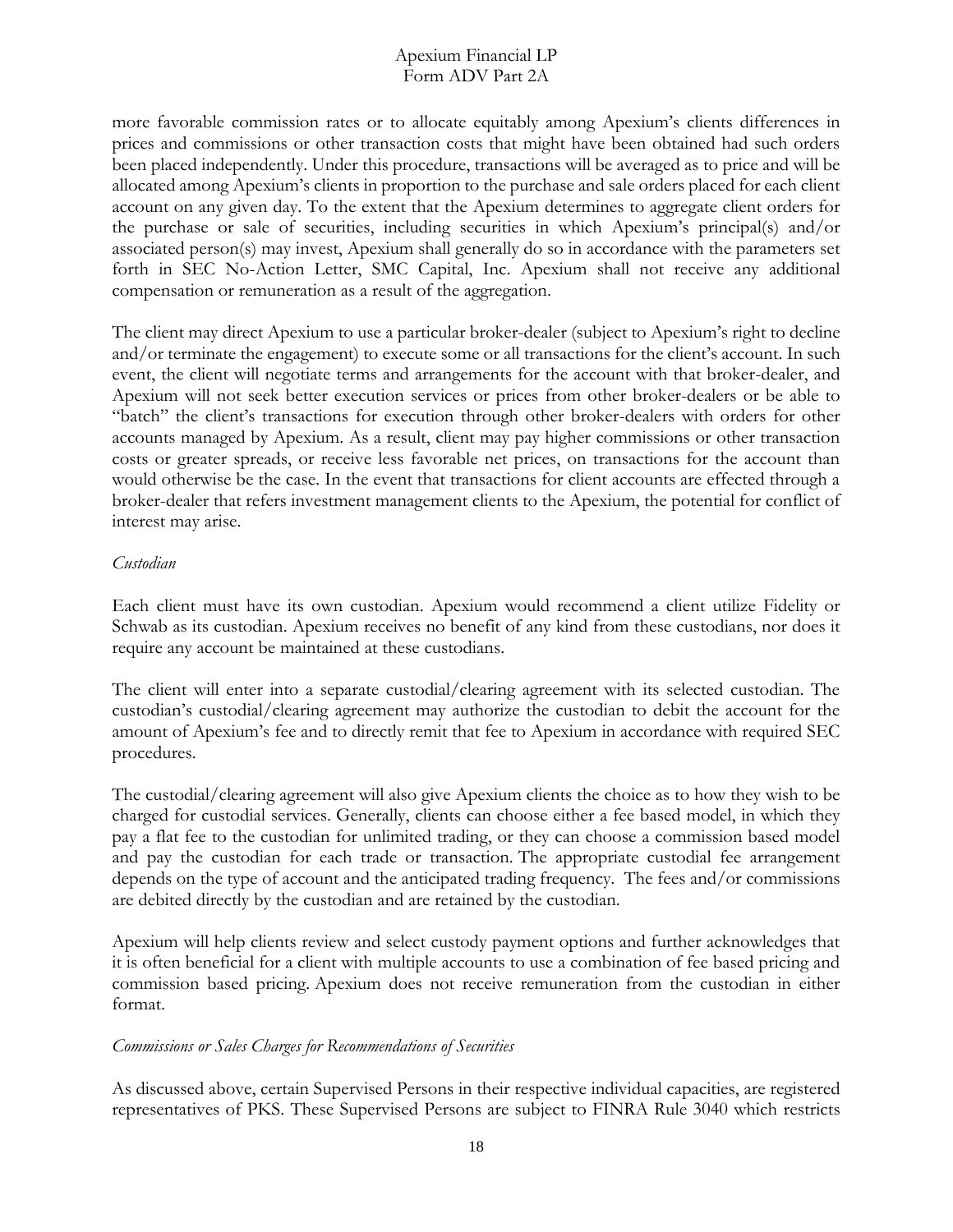more favorable commission rates or to allocate equitably among Apexium's clients differences in prices and commissions or other transaction costs that might have been obtained had such orders been placed independently. Under this procedure, transactions will be averaged as to price and will be allocated among Apexium's clients in proportion to the purchase and sale orders placed for each client account on any given day. To the extent that the Apexium determines to aggregate client orders for the purchase or sale of securities, including securities in which Apexium's principal(s) and/or associated person(s) may invest, Apexium shall generally do so in accordance with the parameters set forth in SEC No-Action Letter, SMC Capital, Inc. Apexium shall not receive any additional compensation or remuneration as a result of the aggregation.

The client may direct Apexium to use a particular broker-dealer (subject to Apexium's right to decline and/or terminate the engagement) to execute some or all transactions for the client's account. In such event, the client will negotiate terms and arrangements for the account with that broker-dealer, and Apexium will not seek better execution services or prices from other broker-dealers or be able to "batch" the client's transactions for execution through other broker-dealers with orders for other accounts managed by Apexium. As a result, client may pay higher commissions or other transaction costs or greater spreads, or receive less favorable net prices, on transactions for the account than would otherwise be the case. In the event that transactions for client accounts are effected through a broker-dealer that refers investment management clients to the Apexium, the potential for conflict of interest may arise.

*Custodian*

Each client must have its own custodian. Apexium would recommend a client utilize Fidelity or Schwab as its custodian. Apexium receives no benefit of any kind from these custodians, nor does it require any account be maintained at these custodians.

The client will enter into a separate custodial/clearing agreement with its selected custodian. The custodian's custodial/clearing agreement may authorize the custodian to debit the account for the amount of Apexium's fee and to directly remit that fee to Apexium in accordance with required SEC procedures.

The custodial/clearing agreement will also give Apexium clients the choice as to how they wish to be charged for custodial services. Generally, clients can choose either a fee based model, in which they pay a flat fee to the custodian for unlimited trading, or they can choose a commission based model and pay the custodian for each trade or transaction. The appropriate custodial fee arrangement depends on the type of account and the anticipated trading frequency. The fees and/or commissions are debited directly by the custodian and are retained by the custodian.

Apexium will help clients review and select custody payment options and further acknowledges that it is often beneficial for a client with multiple accounts to use a combination of fee based pricing and commission based pricing. Apexium does not receive remuneration from the custodian in either format.

*Commissions or Sales Charges for Recommendations of Securities*

As discussed above, certain Supervised Persons in their respective individual capacities, are registered representatives of PKS. These Supervised Persons are subject to FINRA Rule 3040 which restricts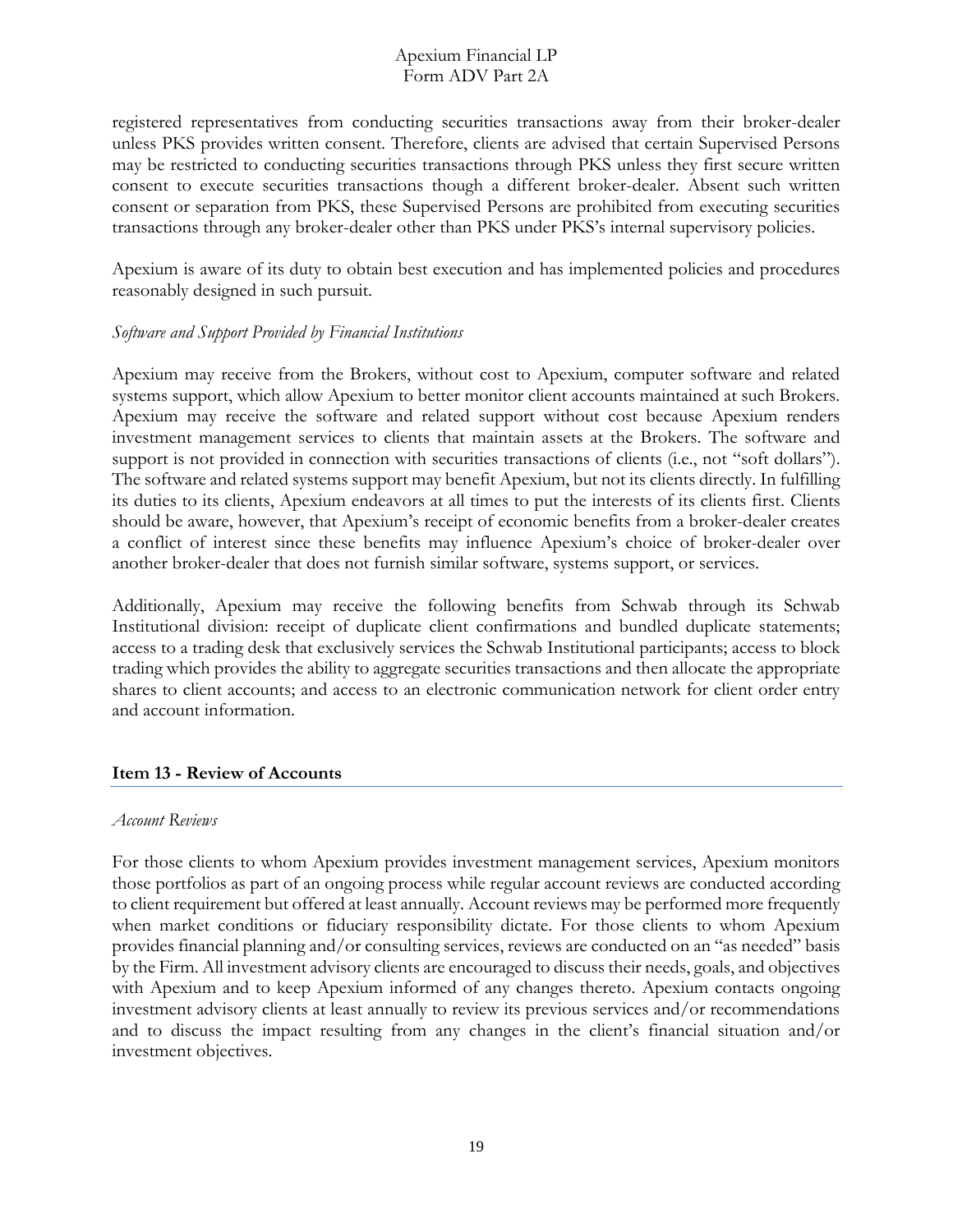registered representatives from conducting securities transactions away from their broker-dealer unless PKS provides written consent. Therefore, clients are advised that certain Supervised Persons may be restricted to conducting securities transactions through PKS unless they first secure written consent to execute securities transactions though a different broker-dealer. Absent such written consent or separation from PKS, these Supervised Persons are prohibited from executing securities transactions through any broker-dealer other than PKS under PKS's internal supervisory policies.

Apexium is aware of its duty to obtain best execution and has implemented policies and procedures reasonably designed in such pursuit.

*Software and Support Provided by Financial Institutions*

Apexium may receive from the Brokers, without cost to Apexium, computer software and related systems support, which allow Apexium to better monitor client accounts maintained at such Brokers. Apexium may receive the software and related support without cost because Apexium renders investment management services to clients that maintain assets at the Brokers. The software and support is not provided in connection with securities transactions of clients (i.e., not "soft dollars"). The software and related systems support may benefit Apexium, but not its clients directly. In fulfilling its duties to its clients, Apexium endeavors at all times to put the interests of its clients first. Clients should be aware, however, that Apexium's receipt of economic benefits from a broker-dealer creates a conflict of interest since these benefits may influence Apexium's choice of broker-dealer over another broker-dealer that does not furnish similar software, systems support, or services.

Additionally, Apexium may receive the following benefits from Schwab through its Schwab Institutional division: receipt of duplicate client confirmations and bundled duplicate statements; access to a trading desk that exclusively services the Schwab Institutional participants; access to block trading which provides the ability to aggregate securities transactions and then allocate the appropriate shares to client accounts; and access to an electronic communication network for client order entry and account information.

## Item 13 - Review of Accounts

*Account Reviews*

For those clients to whom Apexium provides investment management services, Apexium monitors those portfolios as part of an ongoing process while regular account reviews are conducted according to client requirement but offered at least annually. Account reviews may be performed more frequently when market conditions or fiduciary responsibility dictate. For those clients to whom Apexium provides financial planning and/or consulting services, reviews are conducted on an "as needed" basis by the Firm. All investment advisory clients are encouraged to discuss their needs, goals, and objectives with Apexium and to keep Apexium informed of any changes thereto. Apexium contacts ongoing investment advisory clients at least annually to review its previous services and/or recommendations and to discuss the impact resulting from any changes in the client's financial situation and/or investment objectives.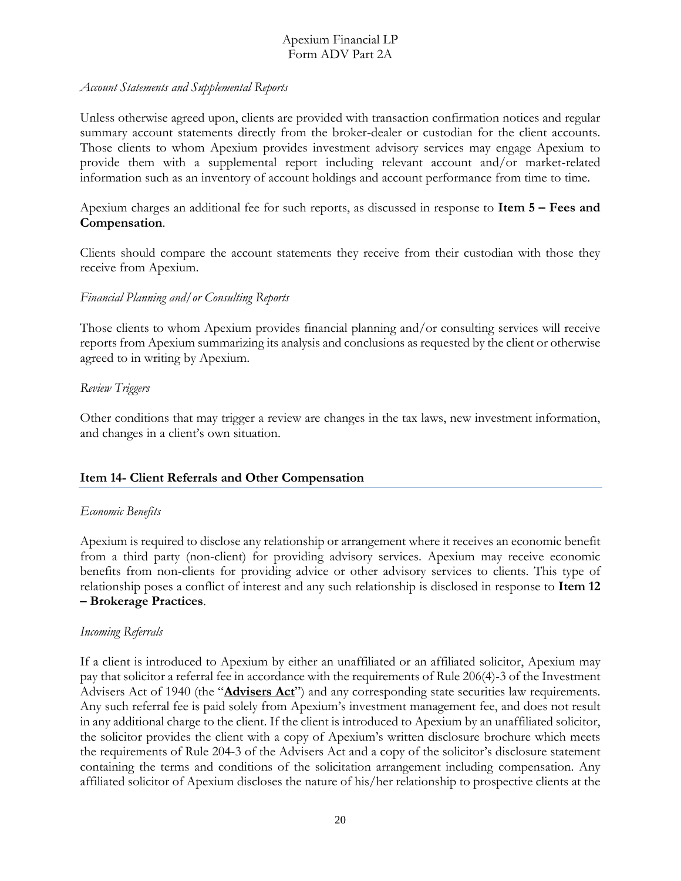*Account Statements and Supplemental Reports*

Unless otherwise agreed upon, clients are provided with transaction confirmation notices and regular summary account statements directly from the broker-dealer or custodian for the client accounts. Those clients to whom Apexium provides investment advisory services may engage Apexium to provide them with a supplemental report including relevant account and/or market-related information such as an inventory of account holdings and account performance from time to time.

Apexium charges an additional fee for such reports, as discussed in response to **Item 5 – Fees and Compensation**.

Clients should compare the account statements they receive from their custodian with those they receive from Apexium.

*Financial Planning and/or Consulting Reports*

Those clients to whom Apexium provides financial planning and/or consulting services will receive reports from Apexium summarizing its analysis and conclusions as requested by the client or otherwise agreed to in writing by Apexium.

*Review Triggers*

Other conditions that may trigger a review are changes in the tax laws, new investment information, and changes in a client's own situation.

## Item 14- Client Referrals and Other Compensation

*Economic Benefits*

Apexium is required to disclose any relationship or arrangement where it receives an economic benefit from a third party (non-client) for providing advisory services. Apexium may receive economic benefits from non-clients for providing advice or other advisory services to clients. This type of relationship poses a conflict of interest and any such relationship is disclosed in response to **Item 12 – Brokerage Practices**.

*Incoming Referrals*

If a client is introduced to Apexium by either an unaffiliated or an affiliated solicitor, Apexium may pay that solicitor a referral fee in accordance with the requirements of Rule 206(4)-3 of the Investment Advisers Act of 1940 (the "**Advisers Act**") and any corresponding state securities law requirements. Any such referral fee is paid solely from Apexium's investment management fee, and does not result in any additional charge to the client. If the client is introduced to Apexium by an unaffiliated solicitor, the solicitor provides the client with a copy of Apexium's written disclosure brochure which meets the requirements of Rule 204-3 of the Advisers Act and a copy of the solicitor's disclosure statement containing the terms and conditions of the solicitation arrangement including compensation. Any affiliated solicitor of Apexium discloses the nature of his/her relationship to prospective clients at the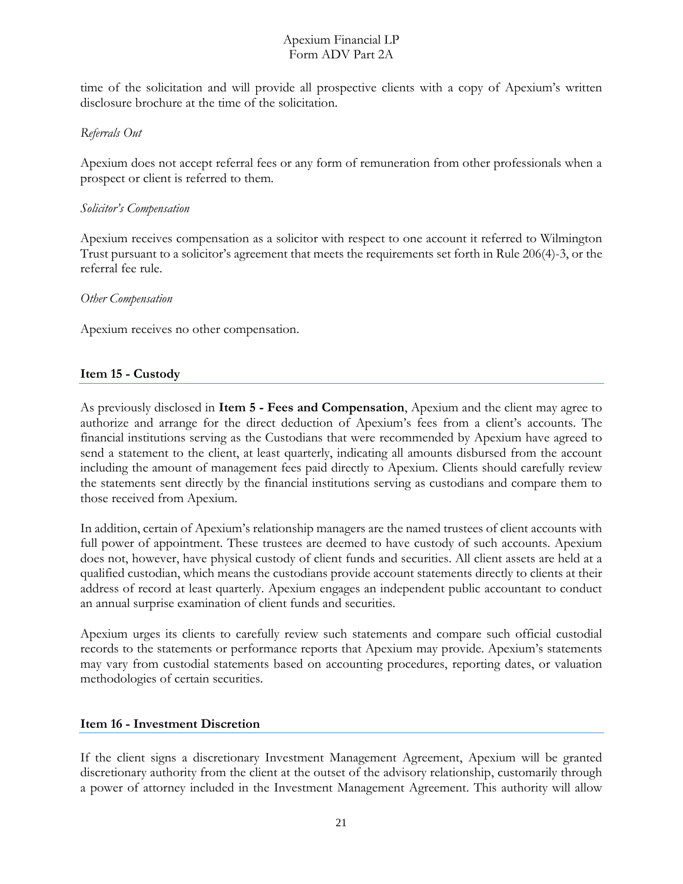time of the solicitation and will provide all prospective clients with a copy of Apexium's written disclosure brochure at the time of the solicitation.

*Referrals Out*

Apexium does not accept referral fees or any form of remuneration from other professionals when a prospect or client is referred to them.

*Solicitor's Compensation*

Apexium receives compensation as a solicitor with respect to one account it referred to Wilmington Trust pursuant to a solicitor's agreement that meets the requirements set forth in Rule 206(4)-3, or the referral fee rule.

*Other Compensation*

Apexium receives no other compensation.

## Item 15 - Custody

As previously disclosed in **Item 5 - Fees and Compensation**, Apexium and the client may agree to authorize and arrange for the direct deduction of Apexium's fees from a client's accounts. The financial institutions serving as the Custodians that were recommended by Apexium have agreed to send a statement to the client, at least quarterly, indicating all amounts disbursed from the account including the amount of management fees paid directly to Apexium. Clients should carefully review the statements sent directly by the financial institutions serving as custodians and compare them to those received from Apexium.

In addition, certain of Apexium's relationship managers are the named trustees of client accounts with full power of appointment. These trustees are deemed to have custody of such accounts. Apexium does not, however, have physical custody of client funds and securities. All client assets are held at a qualified custodian, which means the custodians provide account statements directly to clients at their address of record at least quarterly. Apexium engages an independent public accountant to conduct an annual surprise examination of client funds and securities.

Apexium urges its clients to carefully review such statements and compare such official custodial records to the statements or performance reports that Apexium may provide. Apexium's statements may vary from custodial statements based on accounting procedures, reporting dates, or valuation methodologies of certain securities.

## Item 16 - Investment Discretion

If the client signs a discretionary Investment Management Agreement, Apexium will be granted discretionary authority from the client at the outset of the advisory relationship, customarily through a power of attorney included in the Investment Management Agreement. This authority will allow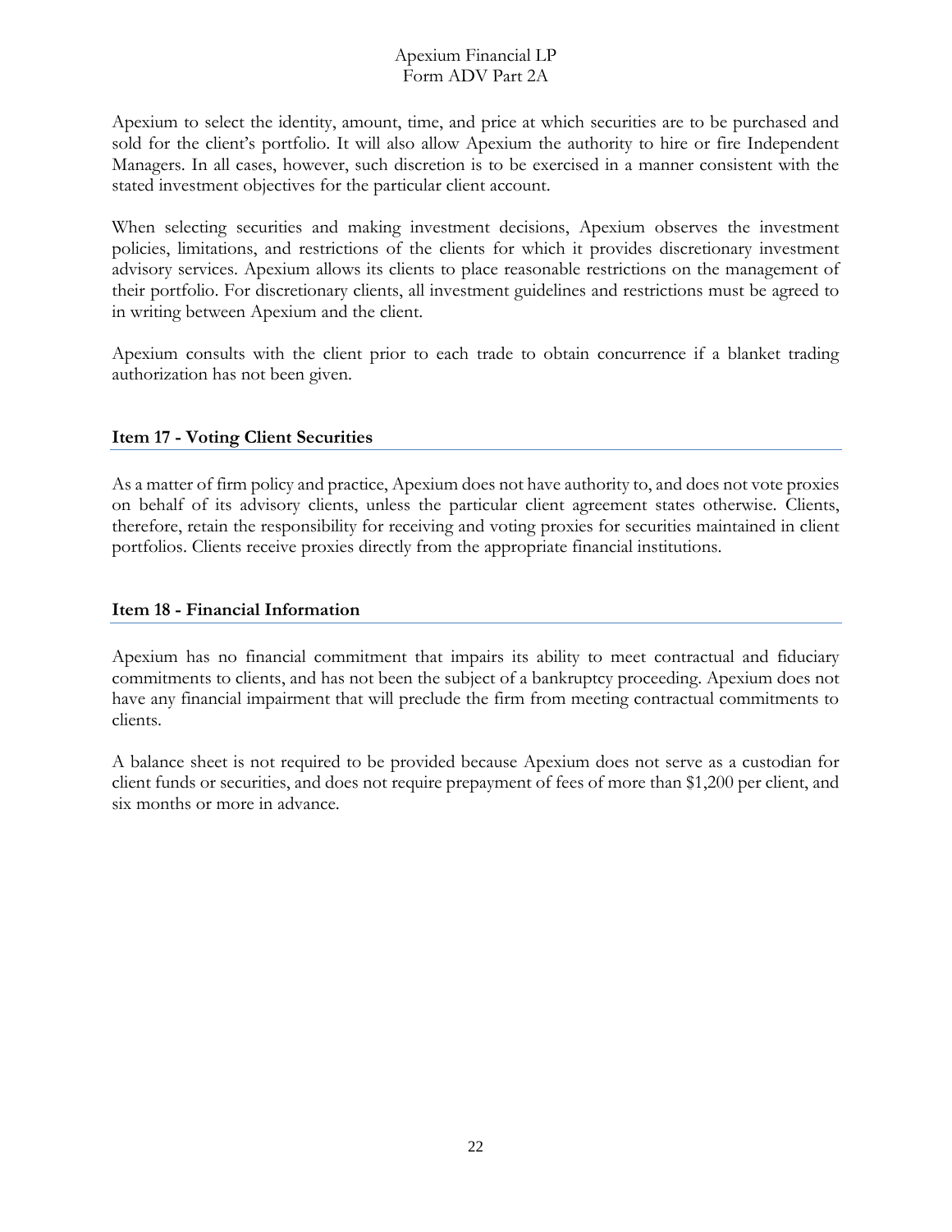Apexium to select the identity, amount, time, and price at which securities are to be purchased and sold for the client's portfolio. It will also allow Apexium the authority to hire or fire Independent Managers. In all cases, however, such discretion is to be exercised in a manner consistent with the stated investment objectives for the particular client account.

When selecting securities and making investment decisions, Apexium observes the investment policies, limitations, and restrictions of the clients for which it provides discretionary investment advisory services. Apexium allows its clients to place reasonable restrictions on the management of their portfolio. For discretionary clients, all investment guidelines and restrictions must be agreed to in writing between Apexium and the client.

Apexium consults with the client prior to each trade to obtain concurrence if a blanket trading authorization has not been given.

## Item 17 - Voting Client Securities

As a matter of firm policy and practice, Apexium does not have authority to, and does not vote proxies on behalf of its advisory clients, unless the particular client agreement states otherwise. Clients, therefore, retain the responsibility for receiving and voting proxies for securities maintained in client portfolios. Clients receive proxies directly from the appropriate financial institutions.

## Item 18 - Financial Information

Apexium has no financial commitment that impairs its ability to meet contractual and fiduciary commitments to clients, and has not been the subject of a bankruptcy proceeding. Apexium does not have any financial impairment that will preclude the firm from meeting contractual commitments to clients.

A balance sheet is not required to be provided because Apexium does not serve as a custodian for client funds or securities, and does not require prepayment of fees of more than $1,200 per client, and six months or more in advance.